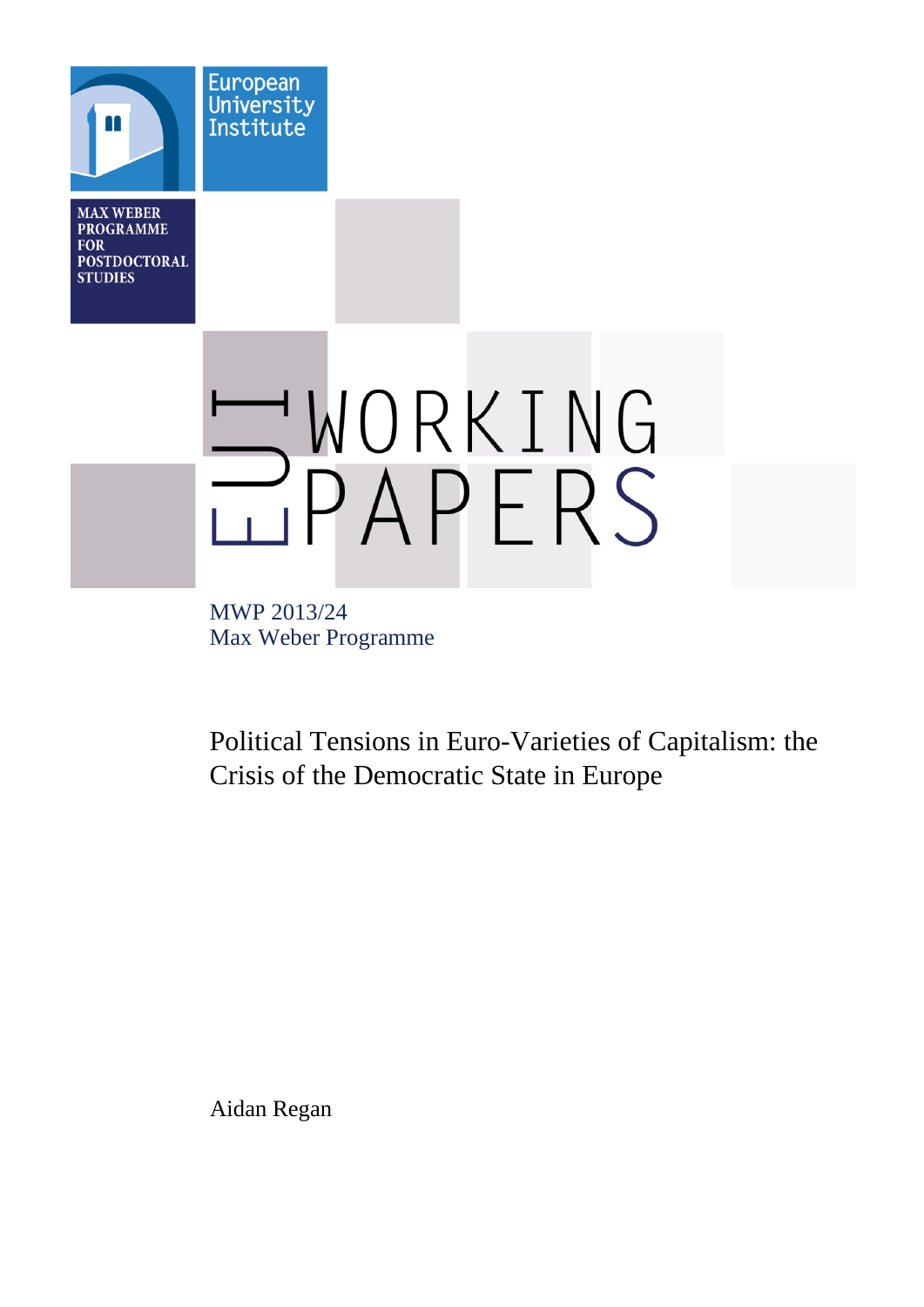European University Institute

MAX WEBER PROGRAMME FOR POSTDOCTORAL STUDIES

EUI WORKING PAPERS

MWP 2013/24
Max Weber Programme

# Political Tensions in Euro-Varieties of Capitalism: the Crisis of the Democratic State in Europe

Aidan Regan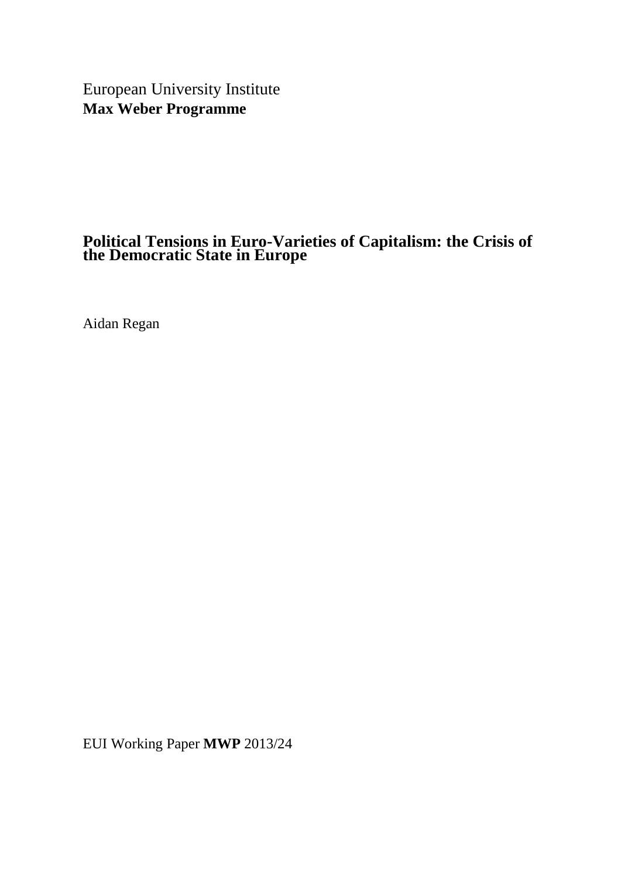European University Institute
**Max Weber Programme**

# Political Tensions in Euro-Varieties of Capitalism: the Crisis of the Democratic State in Europe

Aidan Regan

EUI Working Paper **MWP** 2013/24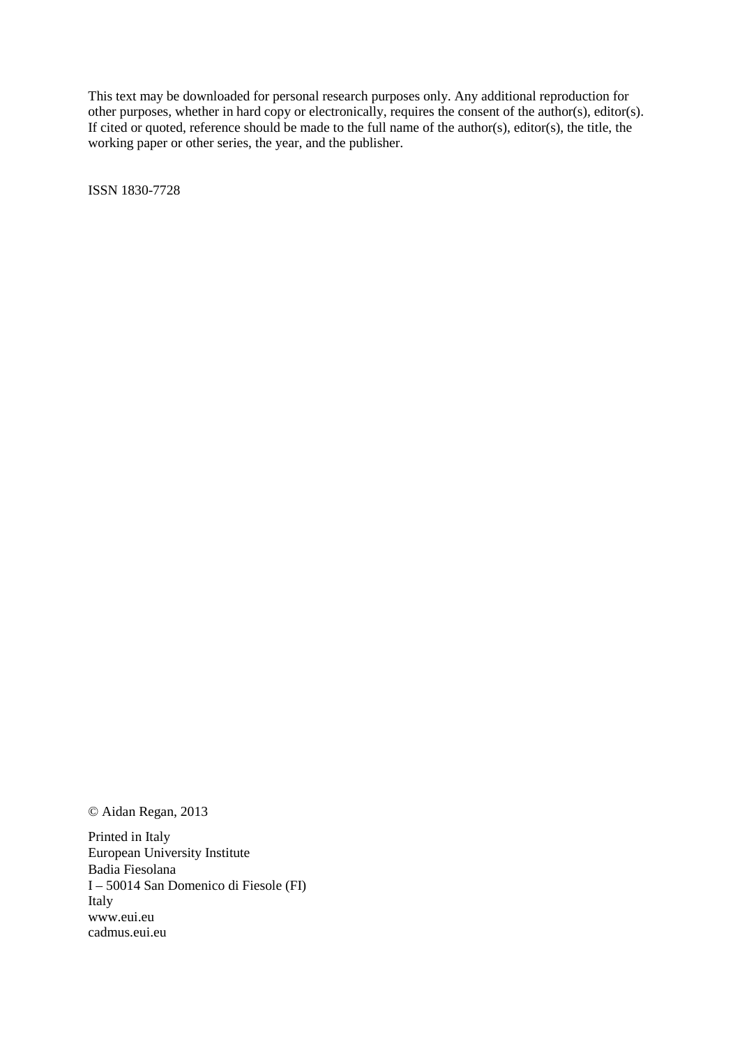This text may be downloaded for personal research purposes only. Any additional reproduction for other purposes, whether in hard copy or electronically, requires the consent of the author(s), editor(s). If cited or quoted, reference should be made to the full name of the author(s), editor(s), the title, the working paper or other series, the year, and the publisher.

ISSN 1830-7728

© Aidan Regan, 2013

Printed in Italy
European University Institute
Badia Fiesolana
I – 50014 San Domenico di Fiesole (FI)
Italy
www.eui.eu
cadmus.eui.eu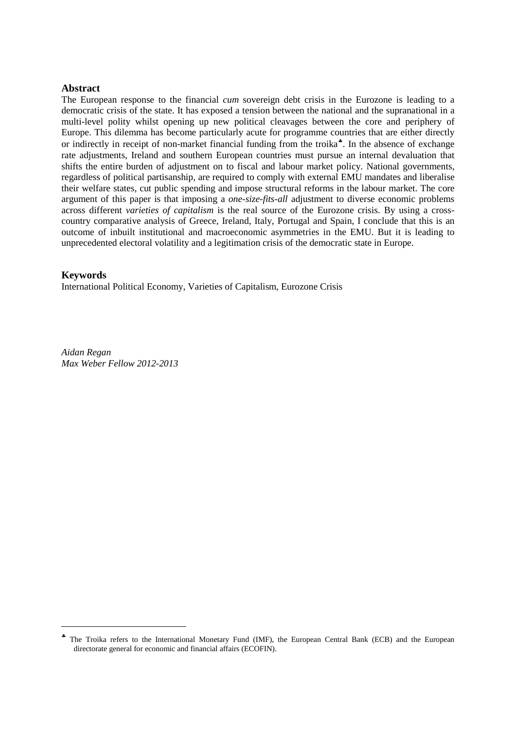## Abstract

The European response to the financial *cum* sovereign debt crisis in the Eurozone is leading to a democratic crisis of the state. It has exposed a tension between the national and the supranational in a multi-level polity whilst opening up new political cleavages between the core and periphery of Europe. This dilemma has become particularly acute for programme countries that are either directly or indirectly in receipt of non-market financial funding from the troika[♣]. In the absence of exchange rate adjustments, Ireland and southern European countries must pursue an internal devaluation that shifts the entire burden of adjustment on to fiscal and labour market policy. National governments, regardless of political partisanship, are required to comply with external EMU mandates and liberalise their welfare states, cut public spending and impose structural reforms in the labour market. The core argument of this paper is that imposing a *one-size-fits-all* adjustment to diverse economic problems across different *varieties of capitalism* is the real source of the Eurozone crisis. By using a cross-country comparative analysis of Greece, Ireland, Italy, Portugal and Spain, I conclude that this is an outcome of inbuilt institutional and macroeconomic asymmetries in the EMU. But it is leading to unprecedented electoral volatility and a legitimation crisis of the democratic state in Europe.

## Keywords

International Political Economy, Varieties of Capitalism, Eurozone Crisis

*Aidan Regan*
*Max Weber Fellow 2012-2013*

---

[♣] The Troika refers to the International Monetary Fund (IMF), the European Central Bank (ECB) and the European directorate general for economic and financial affairs (ECOFIN).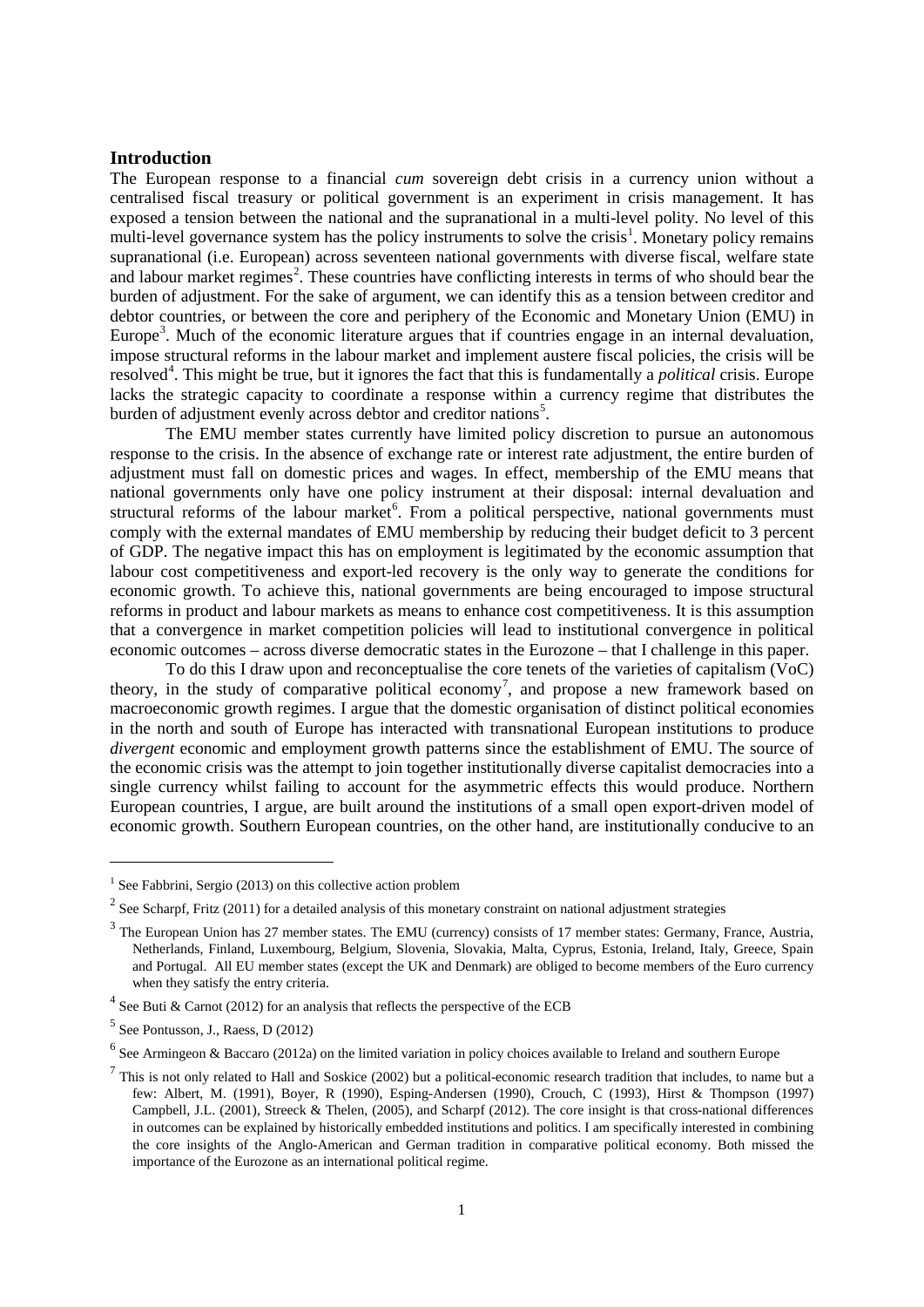## Introduction

The European response to a financial *cum* sovereign debt crisis in a currency union without a centralised fiscal treasury or political government is an experiment in crisis management. It has exposed a tension between the national and the supranational in a multi-level polity. No level of this multi-level governance system has the policy instruments to solve the crisis[1]. Monetary policy remains supranational (i.e. European) across seventeen national governments with diverse fiscal, welfare state and labour market regimes[2]. These countries have conflicting interests in terms of who should bear the burden of adjustment. For the sake of argument, we can identify this as a tension between creditor and debtor countries, or between the core and periphery of the Economic and Monetary Union (EMU) in Europe[3]. Much of the economic literature argues that if countries engage in an internal devaluation, impose structural reforms in the labour market and implement austere fiscal policies, the crisis will be resolved[4]. This might be true, but it ignores the fact that this is fundamentally a *political* crisis. Europe lacks the strategic capacity to coordinate a response within a currency regime that distributes the burden of adjustment evenly across debtor and creditor nations[5].

The EMU member states currently have limited policy discretion to pursue an autonomous response to the crisis. In the absence of exchange rate or interest rate adjustment, the entire burden of adjustment must fall on domestic prices and wages. In effect, membership of the EMU means that national governments only have one policy instrument at their disposal: internal devaluation and structural reforms of the labour market[6]. From a political perspective, national governments must comply with the external mandates of EMU membership by reducing their budget deficit to 3 percent of GDP. The negative impact this has on employment is legitimated by the economic assumption that labour cost competitiveness and export-led recovery is the only way to generate the conditions for economic growth. To achieve this, national governments are being encouraged to impose structural reforms in product and labour markets as means to enhance cost competitiveness. It is this assumption that a convergence in market competition policies will lead to institutional convergence in political economic outcomes – across diverse democratic states in the Eurozone – that I challenge in this paper.

To do this I draw upon and reconceptualise the core tenets of the varieties of capitalism (VoC) theory, in the study of comparative political economy[7], and propose a new framework based on macroeconomic growth regimes. I argue that the domestic organisation of distinct political economies in the north and south of Europe has interacted with transnational European institutions to produce *divergent* economic and employment growth patterns since the establishment of EMU. The source of the economic crisis was the attempt to join together institutionally diverse capitalist democracies into a single currency whilst failing to account for the asymmetric effects this would produce. Northern European countries, I argue, are built around the institutions of a small open export-driven model of economic growth. Southern European countries, on the other hand, are institutionally conducive to an

---

[1] See Fabbrini, Sergio (2013) on this collective action problem

[2] See Scharpf, Fritz (2011) for a detailed analysis of this monetary constraint on national adjustment strategies

[3] The European Union has 27 member states. The EMU (currency) consists of 17 member states: Germany, France, Austria, Netherlands, Finland, Luxembourg, Belgium, Slovenia, Slovakia, Malta, Cyprus, Estonia, Ireland, Italy, Greece, Spain and Portugal. All EU member states (except the UK and Denmark) are obliged to become members of the Euro currency when they satisfy the entry criteria.

[4] See Buti & Carnot (2012) for an analysis that reflects the perspective of the ECB

[5] See Pontusson, J., Raess, D (2012)

[6] See Armingeon & Baccaro (2012a) on the limited variation in policy choices available to Ireland and southern Europe

[7] This is not only related to Hall and Soskice (2002) but a political-economic research tradition that includes, to name but a few: Albert, M. (1991), Boyer, R (1990), Esping-Andersen (1990), Crouch, C (1993), Hirst & Thompson (1997) Campbell, J.L. (2001), Streeck & Thelen, (2005), and Scharpf (2012). The core insight is that cross-national differences in outcomes can be explained by historically embedded institutions and politics. I am specifically interested in combining the core insights of the Anglo-American and German tradition in comparative political economy. Both missed the importance of the Eurozone as an international political regime.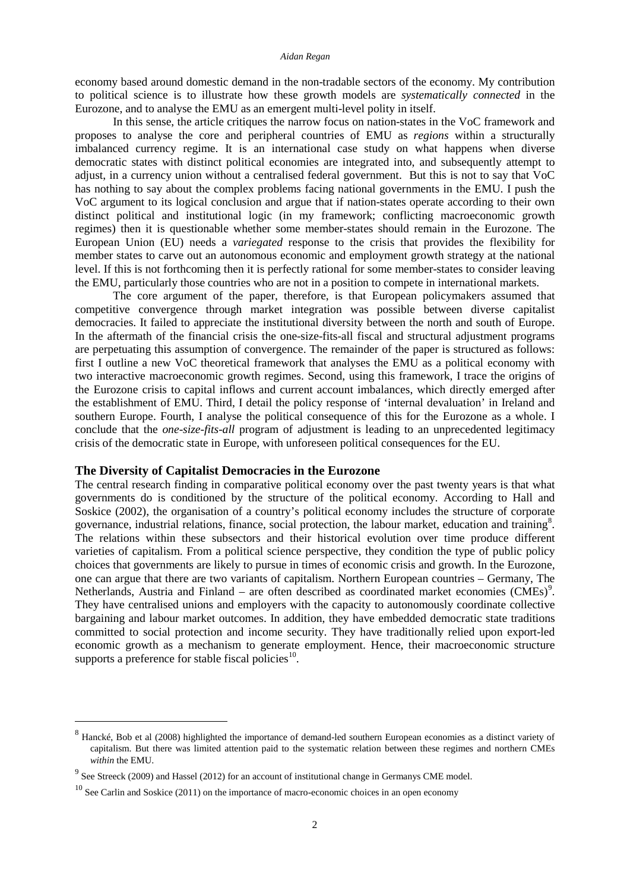economy based around domestic demand in the non-tradable sectors of the economy. My contribution to political science is to illustrate how these growth models are *systematically connected* in the Eurozone, and to analyse the EMU as an emergent multi-level polity in itself.

In this sense, the article critiques the narrow focus on nation-states in the VoC framework and proposes to analyse the core and peripheral countries of EMU as *regions* within a structurally imbalanced currency regime. It is an international case study on what happens when diverse democratic states with distinct political economies are integrated into, and subsequently attempt to adjust, in a currency union without a centralised federal government. But this is not to say that VoC has nothing to say about the complex problems facing national governments in the EMU. I push the VoC argument to its logical conclusion and argue that if nation-states operate according to their own distinct political and institutional logic (in my framework; conflicting macroeconomic growth regimes) then it is questionable whether some member-states should remain in the Eurozone. The European Union (EU) needs a *variegated* response to the crisis that provides the flexibility for member states to carve out an autonomous economic and employment growth strategy at the national level. If this is not forthcoming then it is perfectly rational for some member-states to consider leaving the EMU, particularly those countries who are not in a position to compete in international markets.

The core argument of the paper, therefore, is that European policymakers assumed that competitive convergence through market integration was possible between diverse capitalist democracies. It failed to appreciate the institutional diversity between the north and south of Europe. In the aftermath of the financial crisis the one-size-fits-all fiscal and structural adjustment programs are perpetuating this assumption of convergence. The remainder of the paper is structured as follows: first I outline a new VoC theoretical framework that analyses the EMU as a political economy with two interactive macroeconomic growth regimes. Second, using this framework, I trace the origins of the Eurozone crisis to capital inflows and current account imbalances, which directly emerged after the establishment of EMU. Third, I detail the policy response of 'internal devaluation' in Ireland and southern Europe. Fourth, I analyse the political consequence of this for the Eurozone as a whole. I conclude that the *one-size-fits-all* program of adjustment is leading to an unprecedented legitimacy crisis of the democratic state in Europe, with unforeseen political consequences for the EU.

## The Diversity of Capitalist Democracies in the Eurozone

The central research finding in comparative political economy over the past twenty years is that what governments do is conditioned by the structure of the political economy. According to Hall and Soskice (2002), the organisation of a country's political economy includes the structure of corporate governance, industrial relations, finance, social protection, the labour market, education and training[8]. The relations within these subsectors and their historical evolution over time produce different varieties of capitalism. From a political science perspective, they condition the type of public policy choices that governments are likely to pursue in times of economic crisis and growth. In the Eurozone, one can argue that there are two variants of capitalism. Northern European countries – Germany, The Netherlands, Austria and Finland – are often described as coordinated market economies (CMEs)[9]. They have centralised unions and employers with the capacity to autonomously coordinate collective bargaining and labour market outcomes. In addition, they have embedded democratic state traditions committed to social protection and income security. They have traditionally relied upon export-led economic growth as a mechanism to generate employment. Hence, their macroeconomic structure supports a preference for stable fiscal policies[10].

---

[8] Hancké, Bob et al (2008) highlighted the importance of demand-led southern European economies as a distinct variety of capitalism. But there was limited attention paid to the systematic relation between these regimes and northern CMEs *within* the EMU.

[9] See Streeck (2009) and Hassel (2012) for an account of institutional change in Germanys CME model.

[10] See Carlin and Soskice (2011) on the importance of macro-economic choices in an open economy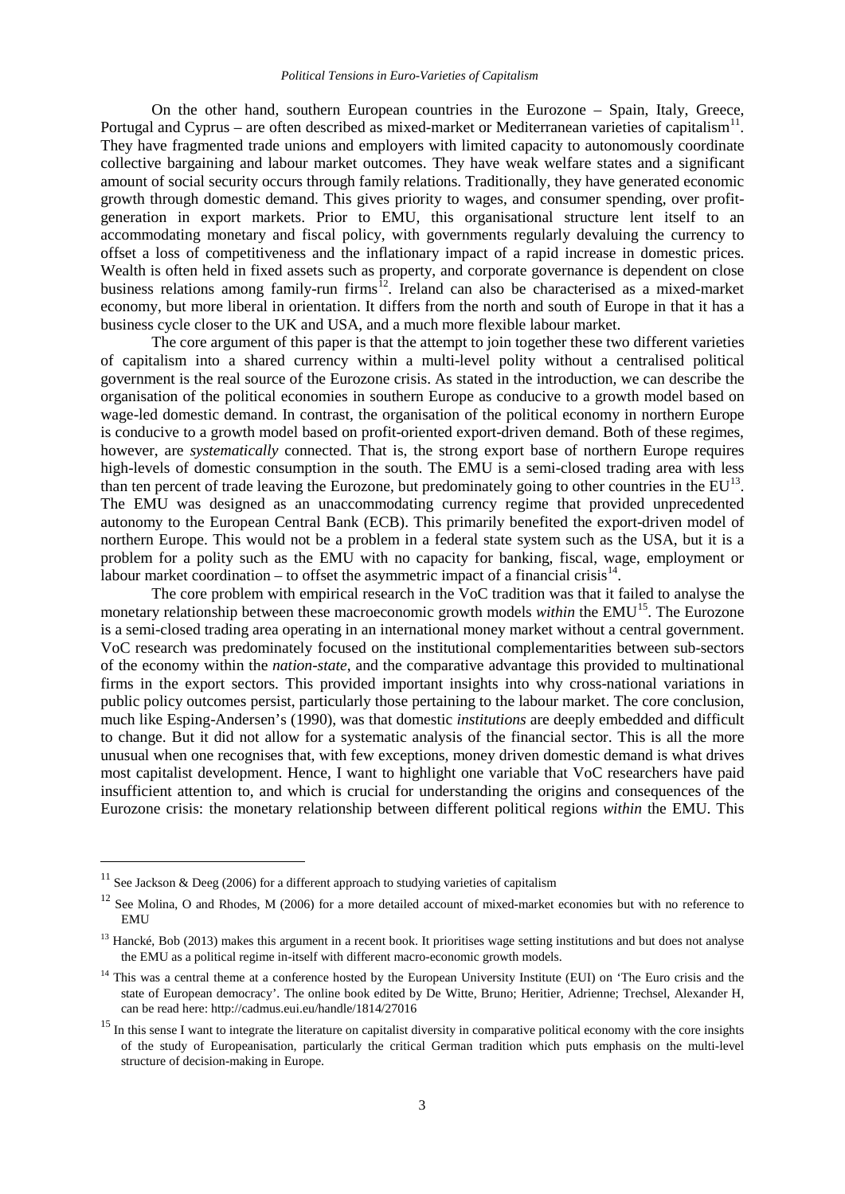On the other hand, southern European countries in the Eurozone – Spain, Italy, Greece, Portugal and Cyprus – are often described as mixed-market or Mediterranean varieties of capitalism[11]. They have fragmented trade unions and employers with limited capacity to autonomously coordinate collective bargaining and labour market outcomes. They have weak welfare states and a significant amount of social security occurs through family relations. Traditionally, they have generated economic growth through domestic demand. This gives priority to wages, and consumer spending, over profit-generation in export markets. Prior to EMU, this organisational structure lent itself to an accommodating monetary and fiscal policy, with governments regularly devaluing the currency to offset a loss of competitiveness and the inflationary impact of a rapid increase in domestic prices. Wealth is often held in fixed assets such as property, and corporate governance is dependent on close business relations among family-run firms[12]. Ireland can also be characterised as a mixed-market economy, but more liberal in orientation. It differs from the north and south of Europe in that it has a business cycle closer to the UK and USA, and a much more flexible labour market.

The core argument of this paper is that the attempt to join together these two different varieties of capitalism into a shared currency within a multi-level polity without a centralised political government is the real source of the Eurozone crisis. As stated in the introduction, we can describe the organisation of the political economies in southern Europe as conducive to a growth model based on wage-led domestic demand. In contrast, the organisation of the political economy in northern Europe is conducive to a growth model based on profit-oriented export-driven demand. Both of these regimes, however, are *systematically* connected. That is, the strong export base of northern Europe requires high-levels of domestic consumption in the south. The EMU is a semi-closed trading area with less than ten percent of trade leaving the Eurozone, but predominately going to other countries in the EU[13]. The EMU was designed as an unaccommodating currency regime that provided unprecedented autonomy to the European Central Bank (ECB). This primarily benefited the export-driven model of northern Europe. This would not be a problem in a federal state system such as the USA, but it is a problem for a polity such as the EMU with no capacity for banking, fiscal, wage, employment or labour market coordination – to offset the asymmetric impact of a financial crisis[14].

The core problem with empirical research in the VoC tradition was that it failed to analyse the monetary relationship between these macroeconomic growth models *within* the EMU[15]. The Eurozone is a semi-closed trading area operating in an international money market without a central government. VoC research was predominately focused on the institutional complementarities between sub-sectors of the economy within the *nation-state*, and the comparative advantage this provided to multinational firms in the export sectors. This provided important insights into why cross-national variations in public policy outcomes persist, particularly those pertaining to the labour market. The core conclusion, much like Esping-Andersen's (1990), was that domestic *institutions* are deeply embedded and difficult to change. But it did not allow for a systematic analysis of the financial sector. This is all the more unusual when one recognises that, with few exceptions, money driven domestic demand is what drives most capitalist development. Hence, I want to highlight one variable that VoC researchers have paid insufficient attention to, and which is crucial for understanding the origins and consequences of the Eurozone crisis: the monetary relationship between different political regions *within* the EMU. This

---

[11] See Jackson & Deeg (2006) for a different approach to studying varieties of capitalism

[12] See Molina, O and Rhodes, M (2006) for a more detailed account of mixed-market economies but with no reference to EMU

[13] Hancké, Bob (2013) makes this argument in a recent book. It prioritises wage setting institutions and but does not analyse the EMU as a political regime in-itself with different macro-economic growth models.

[14] This was a central theme at a conference hosted by the European University Institute (EUI) on 'The Euro crisis and the state of European democracy'. The online book edited by De Witte, Bruno; Heritier, Adrienne; Trechsel, Alexander H, can be read here: http://cadmus.eui.eu/handle/1814/27016

[15] In this sense I want to integrate the literature on capitalist diversity in comparative political economy with the core insights of the study of Europeanisation, particularly the critical German tradition which puts emphasis on the multi-level structure of decision-making in Europe.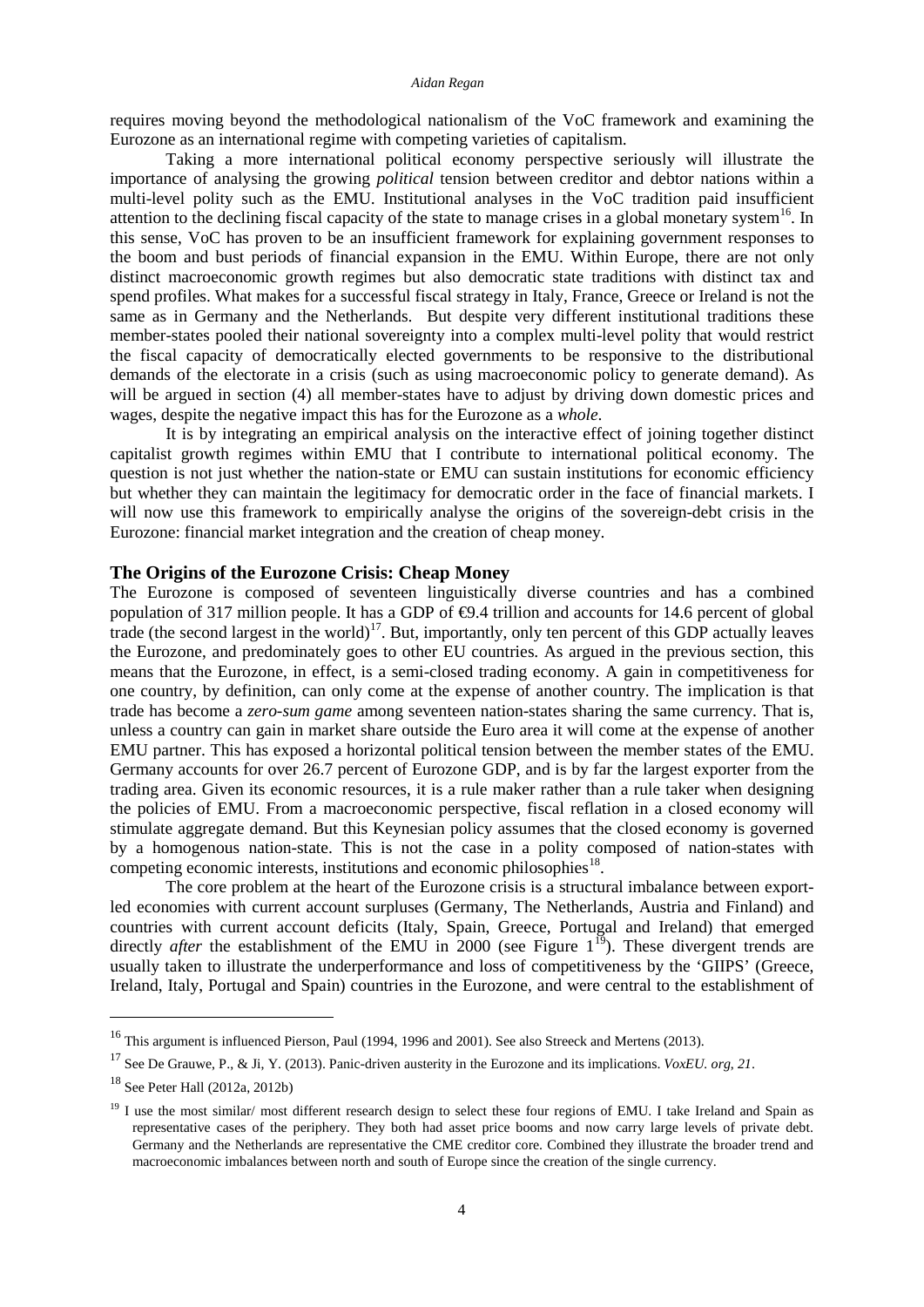requires moving beyond the methodological nationalism of the VoC framework and examining the Eurozone as an international regime with competing varieties of capitalism.

Taking a more international political economy perspective seriously will illustrate the importance of analysing the growing *political* tension between creditor and debtor nations within a multi-level polity such as the EMU. Institutional analyses in the VoC tradition paid insufficient attention to the declining fiscal capacity of the state to manage crises in a global monetary system[16]. In this sense, VoC has proven to be an insufficient framework for explaining government responses to the boom and bust periods of financial expansion in the EMU. Within Europe, there are not only distinct macroeconomic growth regimes but also democratic state traditions with distinct tax and spend profiles. What makes for a successful fiscal strategy in Italy, France, Greece or Ireland is not the same as in Germany and the Netherlands. But despite very different institutional traditions these member-states pooled their national sovereignty into a complex multi-level polity that would restrict the fiscal capacity of democratically elected governments to be responsive to the distributional demands of the electorate in a crisis (such as using macroeconomic policy to generate demand). As will be argued in section (4) all member-states have to adjust by driving down domestic prices and wages, despite the negative impact this has for the Eurozone as a *whole*.

It is by integrating an empirical analysis on the interactive effect of joining together distinct capitalist growth regimes within EMU that I contribute to international political economy. The question is not just whether the nation-state or EMU can sustain institutions for economic efficiency but whether they can maintain the legitimacy for democratic order in the face of financial markets. I will now use this framework to empirically analyse the origins of the sovereign-debt crisis in the Eurozone: financial market integration and the creation of cheap money.

## The Origins of the Eurozone Crisis: Cheap Money

The Eurozone is composed of seventeen linguistically diverse countries and has a combined population of 317 million people. It has a GDP of €9.4 trillion and accounts for 14.6 percent of global trade (the second largest in the world)[17]. But, importantly, only ten percent of this GDP actually leaves the Eurozone, and predominately goes to other EU countries. As argued in the previous section, this means that the Eurozone, in effect, is a semi-closed trading economy. A gain in competitiveness for one country, by definition, can only come at the expense of another country. The implication is that trade has become a *zero-sum game* among seventeen nation-states sharing the same currency. That is, unless a country can gain in market share outside the Euro area it will come at the expense of another EMU partner. This has exposed a horizontal political tension between the member states of the EMU. Germany accounts for over 26.7 percent of Eurozone GDP, and is by far the largest exporter from the trading area. Given its economic resources, it is a rule maker rather than a rule taker when designing the policies of EMU. From a macroeconomic perspective, fiscal reflation in a closed economy will stimulate aggregate demand. But this Keynesian policy assumes that the closed economy is governed by a homogenous nation-state. This is not the case in a polity composed of nation-states with competing economic interests, institutions and economic philosophies[18].

The core problem at the heart of the Eurozone crisis is a structural imbalance between export-led economies with current account surpluses (Germany, The Netherlands, Austria and Finland) and countries with current account deficits (Italy, Spain, Greece, Portugal and Ireland) that emerged directly *after* the establishment of the EMU in 2000 (see Figure 1[19]). These divergent trends are usually taken to illustrate the underperformance and loss of competitiveness by the 'GIIPS' (Greece, Ireland, Italy, Portugal and Spain) countries in the Eurozone, and were central to the establishment of

---

[16] This argument is influenced Pierson, Paul (1994, 1996 and 2001). See also Streeck and Mertens (2013).

[17] See De Grauwe, P., & Ji, Y. (2013). Panic-driven austerity in the Eurozone and its implications. *VoxEU. org, 21*.

[18] See Peter Hall (2012a, 2012b)

[19] I use the most similar/ most different research design to select these four regions of EMU. I take Ireland and Spain as representative cases of the periphery. They both had asset price booms and now carry large levels of private debt. Germany and the Netherlands are representative the CME creditor core. Combined they illustrate the broader trend and macroeconomic imbalances between north and south of Europe since the creation of the single currency.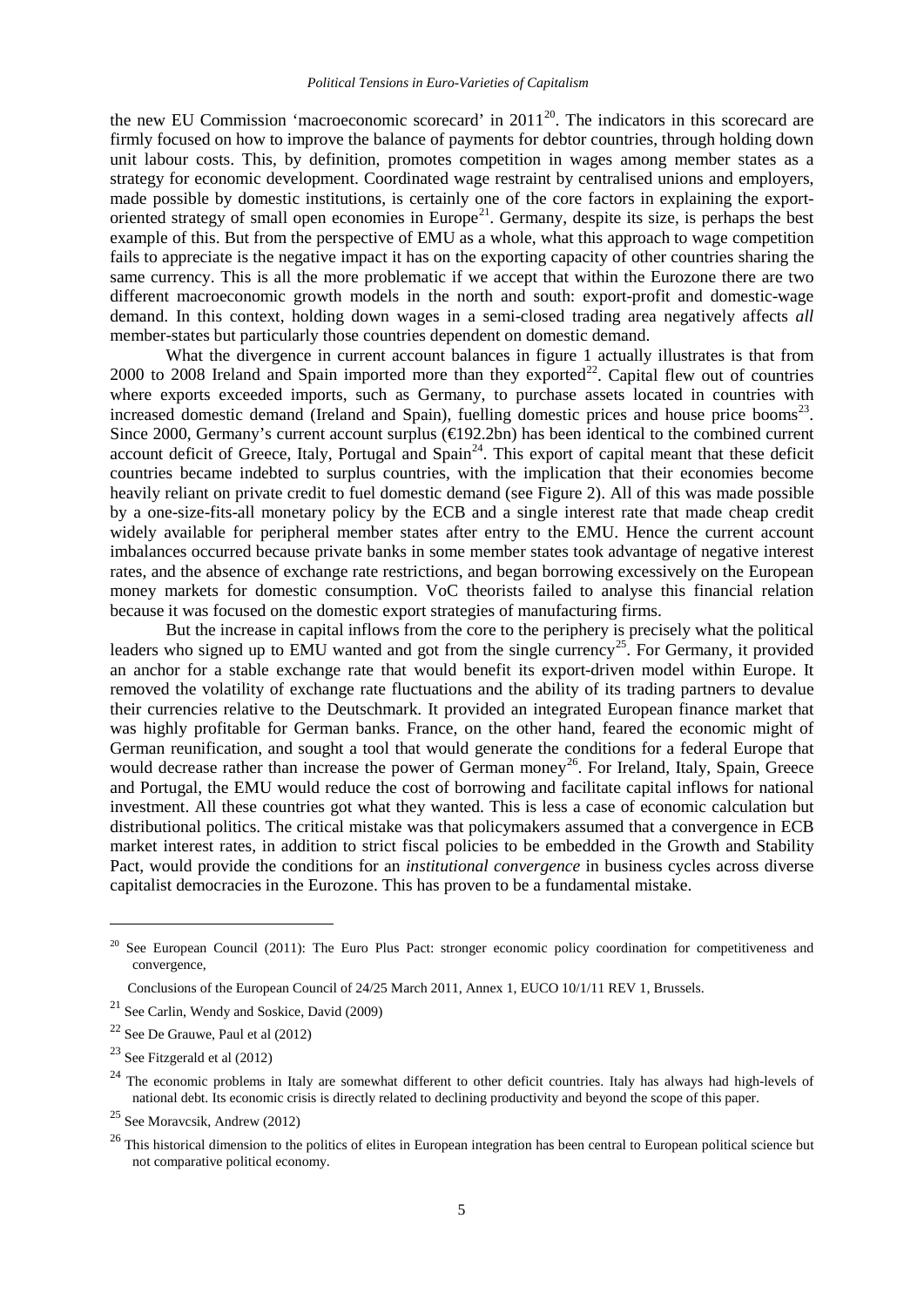the new EU Commission 'macroeconomic scorecard' in 2011[20]. The indicators in this scorecard are firmly focused on how to improve the balance of payments for debtor countries, through holding down unit labour costs. This, by definition, promotes competition in wages among member states as a strategy for economic development. Coordinated wage restraint by centralised unions and employers, made possible by domestic institutions, is certainly one of the core factors in explaining the export-oriented strategy of small open economies in Europe[21]. Germany, despite its size, is perhaps the best example of this. But from the perspective of EMU as a whole, what this approach to wage competition fails to appreciate is the negative impact it has on the exporting capacity of other countries sharing the same currency. This is all the more problematic if we accept that within the Eurozone there are two different macroeconomic growth models in the north and south: export-profit and domestic-wage demand. In this context, holding down wages in a semi-closed trading area negatively affects *all* member-states but particularly those countries dependent on domestic demand.

What the divergence in current account balances in figure 1 actually illustrates is that from 2000 to 2008 Ireland and Spain imported more than they exported[22]. Capital flew out of countries where exports exceeded imports, such as Germany, to purchase assets located in countries with increased domestic demand (Ireland and Spain), fuelling domestic prices and house price booms[23]. Since 2000, Germany's current account surplus (€192.2bn) has been identical to the combined current account deficit of Greece, Italy, Portugal and Spain[24]. This export of capital meant that these deficit countries became indebted to surplus countries, with the implication that their economies become heavily reliant on private credit to fuel domestic demand (see Figure 2). All of this was made possible by a one-size-fits-all monetary policy by the ECB and a single interest rate that made cheap credit widely available for peripheral member states after entry to the EMU. Hence the current account imbalances occurred because private banks in some member states took advantage of negative interest rates, and the absence of exchange rate restrictions, and began borrowing excessively on the European money markets for domestic consumption. VoC theorists failed to analyse this financial relation because it was focused on the domestic export strategies of manufacturing firms.

But the increase in capital inflows from the core to the periphery is precisely what the political leaders who signed up to EMU wanted and got from the single currency[25]. For Germany, it provided an anchor for a stable exchange rate that would benefit its export-driven model within Europe. It removed the volatility of exchange rate fluctuations and the ability of its trading partners to devalue their currencies relative to the Deutschmark. It provided an integrated European finance market that was highly profitable for German banks. France, on the other hand, feared the economic might of German reunification, and sought a tool that would generate the conditions for a federal Europe that would decrease rather than increase the power of German money[26]. For Ireland, Italy, Spain, Greece and Portugal, the EMU would reduce the cost of borrowing and facilitate capital inflows for national investment. All these countries got what they wanted. This is less a case of economic calculation but distributional politics. The critical mistake was that policymakers assumed that a convergence in ECB market interest rates, in addition to strict fiscal policies to be embedded in the Growth and Stability Pact, would provide the conditions for an *institutional convergence* in business cycles across diverse capitalist democracies in the Eurozone. This has proven to be a fundamental mistake.

---

[20] See European Council (2011): The Euro Plus Pact: stronger economic policy coordination for competitiveness and convergence,

Conclusions of the European Council of 24/25 March 2011, Annex 1, EUCO 10/1/11 REV 1, Brussels.

[21] See Carlin, Wendy and Soskice, David (2009)

[22] See De Grauwe, Paul et al (2012)

[23] See Fitzgerald et al (2012)

[24] The economic problems in Italy are somewhat different to other deficit countries. Italy has always had high-levels of national debt. Its economic crisis is directly related to declining productivity and beyond the scope of this paper.

[25] See Moravcsik, Andrew (2012)

[26] This historical dimension to the politics of elites in European integration has been central to European political science but not comparative political economy.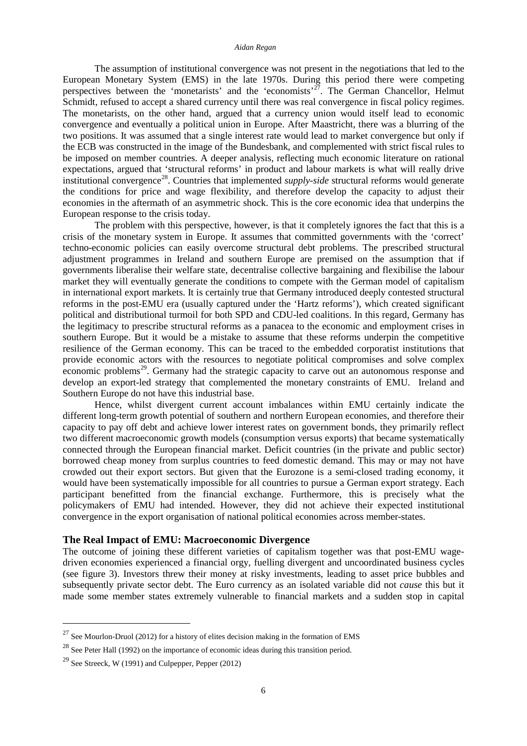The assumption of institutional convergence was not present in the negotiations that led to the European Monetary System (EMS) in the late 1970s. During this period there were competing perspectives between the 'monetarists' and the 'economists'[27]. The German Chancellor, Helmut Schmidt, refused to accept a shared currency until there was real convergence in fiscal policy regimes. The monetarists, on the other hand, argued that a currency union would itself lead to economic convergence and eventually a political union in Europe. After Maastricht, there was a blurring of the two positions. It was assumed that a single interest rate would lead to market convergence but only if the ECB was constructed in the image of the Bundesbank, and complemented with strict fiscal rules to be imposed on member countries. A deeper analysis, reflecting much economic literature on rational expectations, argued that 'structural reforms' in product and labour markets is what will really drive institutional convergence[28]. Countries that implemented *supply-side* structural reforms would generate the conditions for price and wage flexibility, and therefore develop the capacity to adjust their economies in the aftermath of an asymmetric shock. This is the core economic idea that underpins the European response to the crisis today.

The problem with this perspective, however, is that it completely ignores the fact that this is a crisis of the monetary system in Europe. It assumes that committed governments with the 'correct' techno-economic policies can easily overcome structural debt problems. The prescribed structural adjustment programmes in Ireland and southern Europe are premised on the assumption that if governments liberalise their welfare state, decentralise collective bargaining and flexibilise the labour market they will eventually generate the conditions to compete with the German model of capitalism in international export markets. It is certainly true that Germany introduced deeply contested structural reforms in the post-EMU era (usually captured under the 'Hartz reforms'), which created significant political and distributional turmoil for both SPD and CDU-led coalitions. In this regard, Germany has the legitimacy to prescribe structural reforms as a panacea to the economic and employment crises in southern Europe. But it would be a mistake to assume that these reforms underpin the competitive resilience of the German economy. This can be traced to the embedded corporatist institutions that provide economic actors with the resources to negotiate political compromises and solve complex economic problems[29]. Germany had the strategic capacity to carve out an autonomous response and develop an export-led strategy that complemented the monetary constraints of EMU. Ireland and Southern Europe do not have this industrial base.

Hence, whilst divergent current account imbalances within EMU certainly indicate the different long-term growth potential of southern and northern European economies, and therefore their capacity to pay off debt and achieve lower interest rates on government bonds, they primarily reflect two different macroeconomic growth models (consumption versus exports) that became systematically connected through the European financial market. Deficit countries (in the private and public sector) borrowed cheap money from surplus countries to feed domestic demand. This may or may not have crowded out their export sectors. But given that the Eurozone is a semi-closed trading economy, it would have been systematically impossible for all countries to pursue a German export strategy. Each participant benefitted from the financial exchange. Furthermore, this is precisely what the policymakers of EMU had intended. However, they did not achieve their expected institutional convergence in the export organisation of national political economies across member-states.

### The Real Impact of EMU: Macroeconomic Divergence

The outcome of joining these different varieties of capitalism together was that post-EMU wage-driven economies experienced a financial orgy, fuelling divergent and uncoordinated business cycles (see figure 3). Investors threw their money at risky investments, leading to asset price bubbles and subsequently private sector debt. The Euro currency as an isolated variable did not *cause* this but it made some member states extremely vulnerable to financial markets and a sudden stop in capital

---

[27] See Mourlon-Druol (2012) for a history of elites decision making in the formation of EMS

[28] See Peter Hall (1992) on the importance of economic ideas during this transition period.

[29] See Streeck, W (1991) and Culpepper, Pepper (2012)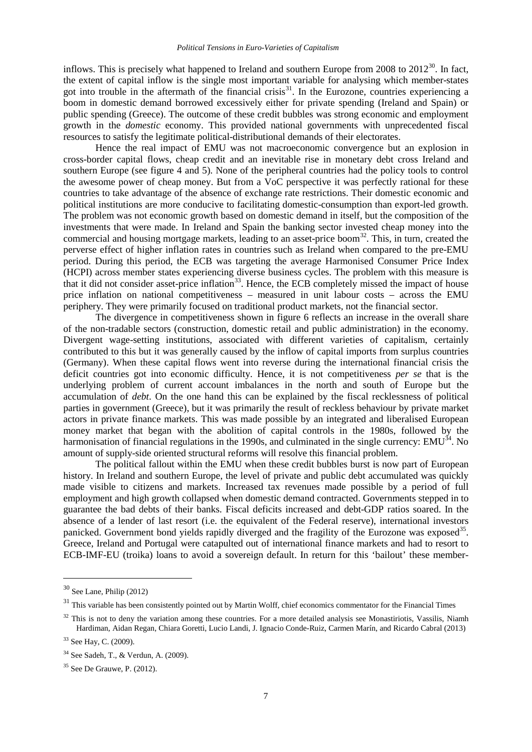inflows. This is precisely what happened to Ireland and southern Europe from 2008 to 2012[30]. In fact, the extent of capital inflow is the single most important variable for analysing which member-states got into trouble in the aftermath of the financial crisis[31]. In the Eurozone, countries experiencing a boom in domestic demand borrowed excessively either for private spending (Ireland and Spain) or public spending (Greece). The outcome of these credit bubbles was strong economic and employment growth in the *domestic* economy. This provided national governments with unprecedented fiscal resources to satisfy the legitimate political-distributional demands of their electorates.

Hence the real impact of EMU was not macroeconomic convergence but an explosion in cross-border capital flows, cheap credit and an inevitable rise in monetary debt cross Ireland and southern Europe (see figure 4 and 5). None of the peripheral countries had the policy tools to control the awesome power of cheap money. But from a VoC perspective it was perfectly rational for these countries to take advantage of the absence of exchange rate restrictions. Their domestic economic and political institutions are more conducive to facilitating domestic-consumption than export-led growth. The problem was not economic growth based on domestic demand in itself, but the composition of the investments that were made. In Ireland and Spain the banking sector invested cheap money into the commercial and housing mortgage markets, leading to an asset-price boom[32]. This, in turn, created the perverse effect of higher inflation rates in countries such as Ireland when compared to the pre-EMU period. During this period, the ECB was targeting the average Harmonised Consumer Price Index (HCPI) across member states experiencing diverse business cycles. The problem with this measure is that it did not consider asset-price inflation[33]. Hence, the ECB completely missed the impact of house price inflation on national competitiveness – measured in unit labour costs – across the EMU periphery. They were primarily focused on traditional product markets, not the financial sector.

The divergence in competitiveness shown in figure 6 reflects an increase in the overall share of the non-tradable sectors (construction, domestic retail and public administration) in the economy. Divergent wage-setting institutions, associated with different varieties of capitalism, certainly contributed to this but it was generally caused by the inflow of capital imports from surplus countries (Germany). When these capital flows went into reverse during the international financial crisis the deficit countries got into economic difficulty. Hence, it is not competitiveness *per se* that is the underlying problem of current account imbalances in the north and south of Europe but the accumulation of *debt*. On the one hand this can be explained by the fiscal recklessness of political parties in government (Greece), but it was primarily the result of reckless behaviour by private market actors in private finance markets. This was made possible by an integrated and liberalised European money market that began with the abolition of capital controls in the 1980s, followed by the harmonisation of financial regulations in the 1990s, and culminated in the single currency: EMU[34]. No amount of supply-side oriented structural reforms will resolve this financial problem.

The political fallout within the EMU when these credit bubbles burst is now part of European history. In Ireland and southern Europe, the level of private and public debt accumulated was quickly made visible to citizens and markets. Increased tax revenues made possible by a period of full employment and high growth collapsed when domestic demand contracted. Governments stepped in to guarantee the bad debts of their banks. Fiscal deficits increased and debt-GDP ratios soared. In the absence of a lender of last resort (i.e. the equivalent of the Federal reserve), international investors panicked. Government bond yields rapidly diverged and the fragility of the Eurozone was exposed[35]. Greece, Ireland and Portugal were catapulted out of international finance markets and had to resort to ECB-IMF-EU (troika) loans to avoid a sovereign default. In return for this 'bailout' these member-

---

[30] See Lane, Philip (2012)

[31] This variable has been consistently pointed out by Martin Wolff, chief economics commentator for the Financial Times

[32] This is not to deny the variation among these countries. For a more detailed analysis see Monastiriotis, Vassilis, Niamh Hardiman, Aidan Regan, Chiara Goretti, Lucio Landi, J. Ignacio Conde-Ruiz, Carmen Marín, and Ricardo Cabral (2013)

[33] See Hay, C. (2009).

[34] See Sadeh, T., & Verdun, A. (2009).

[35] See De Grauwe, P. (2012).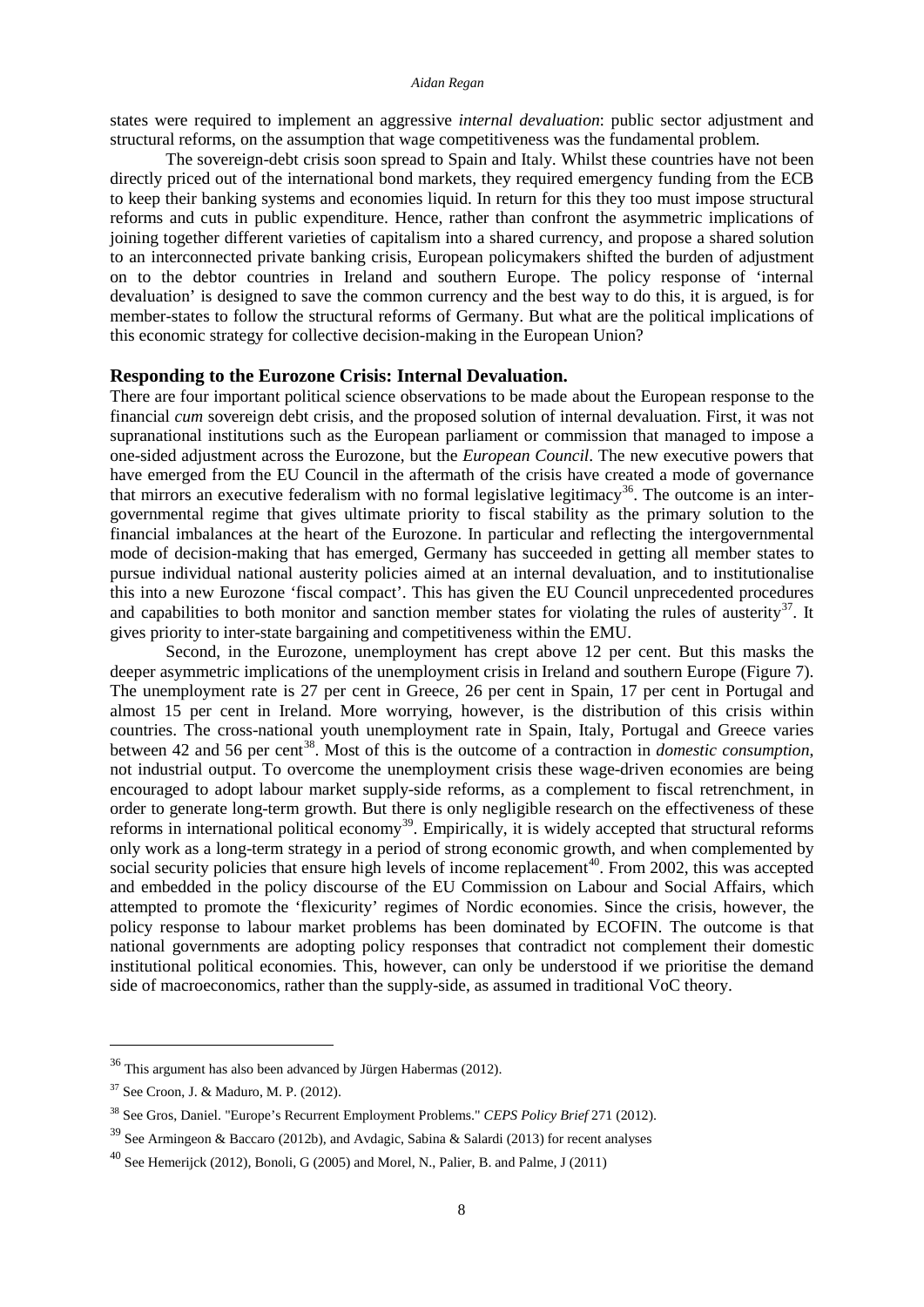states were required to implement an aggressive *internal devaluation*: public sector adjustment and structural reforms, on the assumption that wage competitiveness was the fundamental problem.

The sovereign-debt crisis soon spread to Spain and Italy. Whilst these countries have not been directly priced out of the international bond markets, they required emergency funding from the ECB to keep their banking systems and economies liquid. In return for this they too must impose structural reforms and cuts in public expenditure. Hence, rather than confront the asymmetric implications of joining together different varieties of capitalism into a shared currency, and propose a shared solution to an interconnected private banking crisis, European policymakers shifted the burden of adjustment on to the debtor countries in Ireland and southern Europe. The policy response of 'internal devaluation' is designed to save the common currency and the best way to do this, it is argued, is for member-states to follow the structural reforms of Germany. But what are the political implications of this economic strategy for collective decision-making in the European Union?

## Responding to the Eurozone Crisis: Internal Devaluation.

There are four important political science observations to be made about the European response to the financial *cum* sovereign debt crisis, and the proposed solution of internal devaluation. First, it was not supranational institutions such as the European parliament or commission that managed to impose a one-sided adjustment across the Eurozone, but the *European Council*. The new executive powers that have emerged from the EU Council in the aftermath of the crisis have created a mode of governance that mirrors an executive federalism with no formal legislative legitimacy[36]. The outcome is an inter-governmental regime that gives ultimate priority to fiscal stability as the primary solution to the financial imbalances at the heart of the Eurozone. In particular and reflecting the intergovernmental mode of decision-making that has emerged, Germany has succeeded in getting all member states to pursue individual national austerity policies aimed at an internal devaluation, and to institutionalise this into a new Eurozone 'fiscal compact'. This has given the EU Council unprecedented procedures and capabilities to both monitor and sanction member states for violating the rules of austerity[37]. It gives priority to inter-state bargaining and competitiveness within the EMU.

Second, in the Eurozone, unemployment has crept above 12 per cent. But this masks the deeper asymmetric implications of the unemployment crisis in Ireland and southern Europe (Figure 7). The unemployment rate is 27 per cent in Greece, 26 per cent in Spain, 17 per cent in Portugal and almost 15 per cent in Ireland. More worrying, however, is the distribution of this crisis within countries. The cross-national youth unemployment rate in Spain, Italy, Portugal and Greece varies between 42 and 56 per cent[38]. Most of this is the outcome of a contraction in *domestic consumption*, not industrial output. To overcome the unemployment crisis these wage-driven economies are being encouraged to adopt labour market supply-side reforms, as a complement to fiscal retrenchment, in order to generate long-term growth. But there is only negligible research on the effectiveness of these reforms in international political economy[39]. Empirically, it is widely accepted that structural reforms only work as a long-term strategy in a period of strong economic growth, and when complemented by social security policies that ensure high levels of income replacement[40]. From 2002, this was accepted and embedded in the policy discourse of the EU Commission on Labour and Social Affairs, which attempted to promote the 'flexicurity' regimes of Nordic economies. Since the crisis, however, the policy response to labour market problems has been dominated by ECOFIN. The outcome is that national governments are adopting policy responses that contradict not complement their domestic institutional political economies. This, however, can only be understood if we prioritise the demand side of macroeconomics, rather than the supply-side, as assumed in traditional VoC theory.

---

[36] This argument has also been advanced by Jürgen Habermas (2012).

[37] See Croon, J. & Maduro, M. P. (2012).

[38] See Gros, Daniel. "Europe's Recurrent Employment Problems." *CEPS Policy Brief* 271 (2012).

[39] See Armingeon & Baccaro (2012b), and Avdagic, Sabina & Salardi (2013) for recent analyses

[40] See Hemerijck (2012), Bonoli, G (2005) and Morel, N., Palier, B. and Palme, J (2011)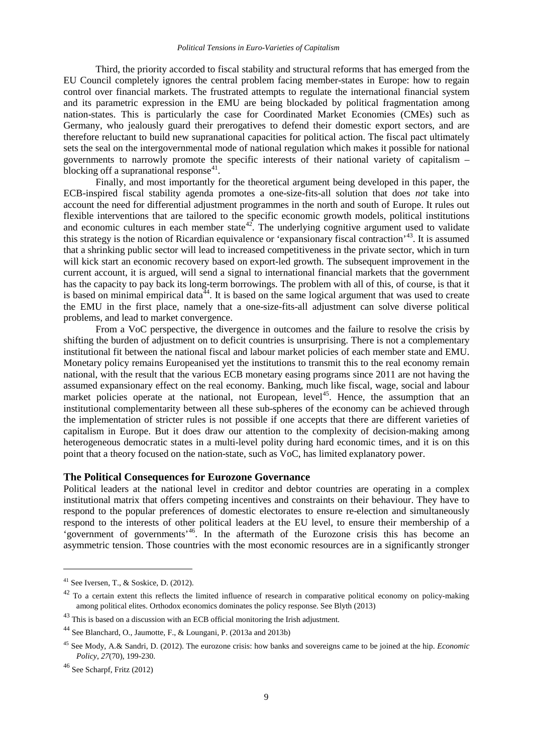Third, the priority accorded to fiscal stability and structural reforms that has emerged from the EU Council completely ignores the central problem facing member-states in Europe: how to regain control over financial markets. The frustrated attempts to regulate the international financial system and its parametric expression in the EMU are being blockaded by political fragmentation among nation-states. This is particularly the case for Coordinated Market Economies (CMEs) such as Germany, who jealously guard their prerogatives to defend their domestic export sectors, and are therefore reluctant to build new supranational capacities for political action. The fiscal pact ultimately sets the seal on the intergovernmental mode of national regulation which makes it possible for national governments to narrowly promote the specific interests of their national variety of capitalism – blocking off a supranational response[41].

Finally, and most importantly for the theoretical argument being developed in this paper, the ECB-inspired fiscal stability agenda promotes a one-size-fits-all solution that does *not* take into account the need for differential adjustment programmes in the north and south of Europe. It rules out flexible interventions that are tailored to the specific economic growth models, political institutions and economic cultures in each member state[42]. The underlying cognitive argument used to validate this strategy is the notion of Ricardian equivalence or 'expansionary fiscal contraction'[43]. It is assumed that a shrinking public sector will lead to increased competitiveness in the private sector, which in turn will kick start an economic recovery based on export-led growth. The subsequent improvement in the current account, it is argued, will send a signal to international financial markets that the government has the capacity to pay back its long-term borrowings. The problem with all of this, of course, is that it is based on minimal empirical data[44]. It is based on the same logical argument that was used to create the EMU in the first place, namely that a one-size-fits-all adjustment can solve diverse political problems, and lead to market convergence.

From a VoC perspective, the divergence in outcomes and the failure to resolve the crisis by shifting the burden of adjustment on to deficit countries is unsurprising. There is not a complementary institutional fit between the national fiscal and labour market policies of each member state and EMU. Monetary policy remains Europeanised yet the institutions to transmit this to the real economy remain national, with the result that the various ECB monetary easing programs since 2011 are not having the assumed expansionary effect on the real economy. Banking, much like fiscal, wage, social and labour market policies operate at the national, not European, level[45]. Hence, the assumption that an institutional complementarity between all these sub-spheres of the economy can be achieved through the implementation of stricter rules is not possible if one accepts that there are different varieties of capitalism in Europe. But it does draw our attention to the complexity of decision-making among heterogeneous democratic states in a multi-level polity during hard economic times, and it is on this point that a theory focused on the nation-state, such as VoC, has limited explanatory power.

## The Political Consequences for Eurozone Governance

Political leaders at the national level in creditor and debtor countries are operating in a complex institutional matrix that offers competing incentives and constraints on their behaviour. They have to respond to the popular preferences of domestic electorates to ensure re-election and simultaneously respond to the interests of other political leaders at the EU level, to ensure their membership of a 'government of governments'[46]. In the aftermath of the Eurozone crisis this has become an asymmetric tension. Those countries with the most economic resources are in a significantly stronger

---

[41] See Iversen, T., & Soskice, D. (2012).

[42] To a certain extent this reflects the limited influence of research in comparative political economy on policy-making among political elites. Orthodox economics dominates the policy response. See Blyth (2013)

[43] This is based on a discussion with an ECB official monitoring the Irish adjustment.

[44] See Blanchard, O., Jaumotte, F., & Loungani, P. (2013a and 2013b)

[45] See Mody, A.& Sandri, D. (2012). The eurozone crisis: how banks and sovereigns came to be joined at the hip. *Economic Policy*, *27*(70), 199-230.

[46] See Scharpf, Fritz (2012)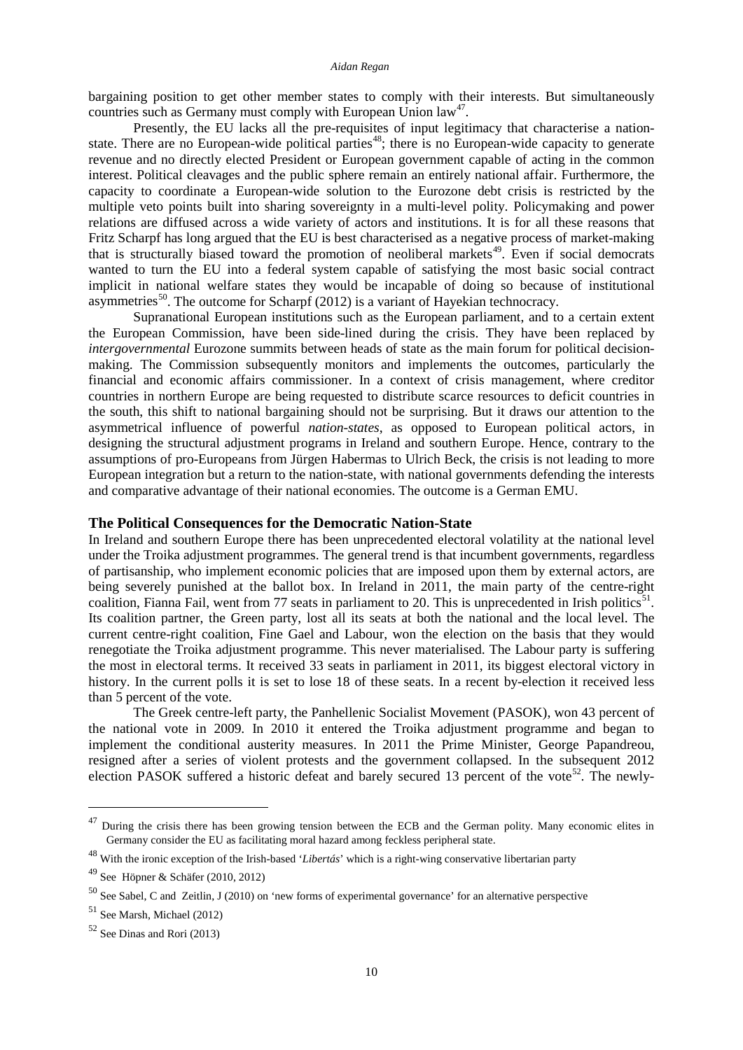bargaining position to get other member states to comply with their interests. But simultaneously countries such as Germany must comply with European Union law[47].

Presently, the EU lacks all the pre-requisites of input legitimacy that characterise a nation-state. There are no European-wide political parties[48]; there is no European-wide capacity to generate revenue and no directly elected President or European government capable of acting in the common interest. Political cleavages and the public sphere remain an entirely national affair. Furthermore, the capacity to coordinate a European-wide solution to the Eurozone debt crisis is restricted by the multiple veto points built into sharing sovereignty in a multi-level polity. Policymaking and power relations are diffused across a wide variety of actors and institutions. It is for all these reasons that Fritz Scharpf has long argued that the EU is best characterised as a negative process of market-making that is structurally biased toward the promotion of neoliberal markets[49]. Even if social democrats wanted to turn the EU into a federal system capable of satisfying the most basic social contract implicit in national welfare states they would be incapable of doing so because of institutional asymmetries[50]. The outcome for Scharpf (2012) is a variant of Hayekian technocracy.

Supranational European institutions such as the European parliament, and to a certain extent the European Commission, have been side-lined during the crisis. They have been replaced by *intergovernmental* Eurozone summits between heads of state as the main forum for political decision-making. The Commission subsequently monitors and implements the outcomes, particularly the financial and economic affairs commissioner. In a context of crisis management, where creditor countries in northern Europe are being requested to distribute scarce resources to deficit countries in the south, this shift to national bargaining should not be surprising. But it draws our attention to the asymmetrical influence of powerful *nation-states*, as opposed to European political actors, in designing the structural adjustment programs in Ireland and southern Europe. Hence, contrary to the assumptions of pro-Europeans from Jürgen Habermas to Ulrich Beck, the crisis is not leading to more European integration but a return to the nation-state, with national governments defending the interests and comparative advantage of their national economies. The outcome is a German EMU.

## The Political Consequences for the Democratic Nation-State

In Ireland and southern Europe there has been unprecedented electoral volatility at the national level under the Troika adjustment programmes. The general trend is that incumbent governments, regardless of partisanship, who implement economic policies that are imposed upon them by external actors, are being severely punished at the ballot box. In Ireland in 2011, the main party of the centre-right coalition, Fianna Fail, went from 77 seats in parliament to 20. This is unprecedented in Irish politics[51]. Its coalition partner, the Green party, lost all its seats at both the national and the local level. The current centre-right coalition, Fine Gael and Labour, won the election on the basis that they would renegotiate the Troika adjustment programme. This never materialised. The Labour party is suffering the most in electoral terms. It received 33 seats in parliament in 2011, its biggest electoral victory in history. In the current polls it is set to lose 18 of these seats. In a recent by-election it received less than 5 percent of the vote.

The Greek centre-left party, the Panhellenic Socialist Movement (PASOK), won 43 percent of the national vote in 2009. In 2010 it entered the Troika adjustment programme and began to implement the conditional austerity measures. In 2011 the Prime Minister, George Papandreou, resigned after a series of violent protests and the government collapsed. In the subsequent 2012 election PASOK suffered a historic defeat and barely secured 13 percent of the vote[52]. The newly-

---

[47] During the crisis there has been growing tension between the ECB and the German polity. Many economic elites in Germany consider the EU as facilitating moral hazard among feckless peripheral state.

[48] With the ironic exception of the Irish-based '*Libertás*' which is a right-wing conservative libertarian party

[49] See Höpner & Schäfer (2010, 2012)

[50] See Sabel, C and Zeitlin, J (2010) on 'new forms of experimental governance' for an alternative perspective

[51] See Marsh, Michael (2012)

[52] See Dinas and Rori (2013)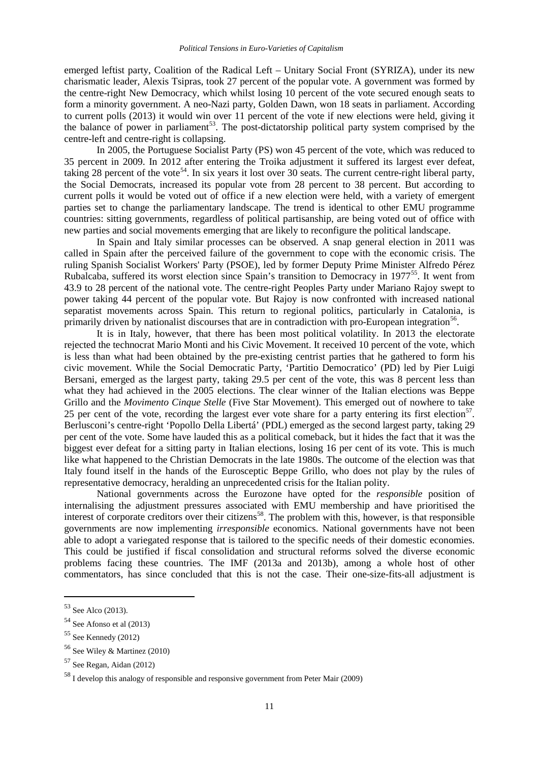emerged leftist party, Coalition of the Radical Left – Unitary Social Front (SYRIZA), under its new charismatic leader, Alexis Tsipras, took 27 percent of the popular vote. A government was formed by the centre-right New Democracy, which whilst losing 10 percent of the vote secured enough seats to form a minority government. A neo-Nazi party, Golden Dawn, won 18 seats in parliament. According to current polls (2013) it would win over 11 percent of the vote if new elections were held, giving it the balance of power in parliament[53]. The post-dictatorship political party system comprised by the centre-left and centre-right is collapsing.

In 2005, the Portuguese Socialist Party (PS) won 45 percent of the vote, which was reduced to 35 percent in 2009. In 2012 after entering the Troika adjustment it suffered its largest ever defeat, taking 28 percent of the vote[54]. In six years it lost over 30 seats. The current centre-right liberal party, the Social Democrats, increased its popular vote from 28 percent to 38 percent. But according to current polls it would be voted out of office if a new election were held, with a variety of emergent parties set to change the parliamentary landscape. The trend is identical to other EMU programme countries: sitting governments, regardless of political partisanship, are being voted out of office with new parties and social movements emerging that are likely to reconfigure the political landscape.

In Spain and Italy similar processes can be observed. A snap general election in 2011 was called in Spain after the perceived failure of the government to cope with the economic crisis. The ruling Spanish Socialist Workers' Party (PSOE), led by former Deputy Prime Minister Alfredo Pérez Rubalcaba, suffered its worst election since Spain's transition to Democracy in 1977[55]. It went from 43.9 to 28 percent of the national vote. The centre-right Peoples Party under Mariano Rajoy swept to power taking 44 percent of the popular vote. But Rajoy is now confronted with increased national separatist movements across Spain. This return to regional politics, particularly in Catalonia, is primarily driven by nationalist discourses that are in contradiction with pro-European integration[56].

It is in Italy, however, that there has been most political volatility. In 2013 the electorate rejected the technocrat Mario Monti and his Civic Movement. It received 10 percent of the vote, which is less than what had been obtained by the pre-existing centrist parties that he gathered to form his civic movement. While the Social Democratic Party, 'Partitio Democratico' (PD) led by Pier Luigi Bersani, emerged as the largest party, taking 29.5 per cent of the vote, this was 8 percent less than what they had achieved in the 2005 elections. The clear winner of the Italian elections was Beppe Grillo and the *Movimento Cinque Stelle* (Five Star Movement). This emerged out of nowhere to take 25 per cent of the vote, recording the largest ever vote share for a party entering its first election[57]. Berlusconi's centre-right 'Popollo Della Libertá' (PDL) emerged as the second largest party, taking 29 per cent of the vote. Some have lauded this as a political comeback, but it hides the fact that it was the biggest ever defeat for a sitting party in Italian elections, losing 16 per cent of its vote. This is much like what happened to the Christian Democrats in the late 1980s. The outcome of the election was that Italy found itself in the hands of the Eurosceptic Beppe Grillo, who does not play by the rules of representative democracy, heralding an unprecedented crisis for the Italian polity.

National governments across the Eurozone have opted for the *responsible* position of internalising the adjustment pressures associated with EMU membership and have prioritised the interest of corporate creditors over their citizens[58]. The problem with this, however, is that responsible governments are now implementing *irresponsible* economics. National governments have not been able to adopt a variegated response that is tailored to the specific needs of their domestic economies. This could be justified if fiscal consolidation and structural reforms solved the diverse economic problems facing these countries. The IMF (2013a and 2013b), among a whole host of other commentators, has since concluded that this is not the case. Their one-size-fits-all adjustment is

---

[53] See Alco (2013).

[54] See Afonso et al (2013)

[55] See Kennedy (2012)

[56] See Wiley & Martinez (2010)

[57] See Regan, Aidan (2012)

[58] I develop this analogy of responsible and responsive government from Peter Mair (2009)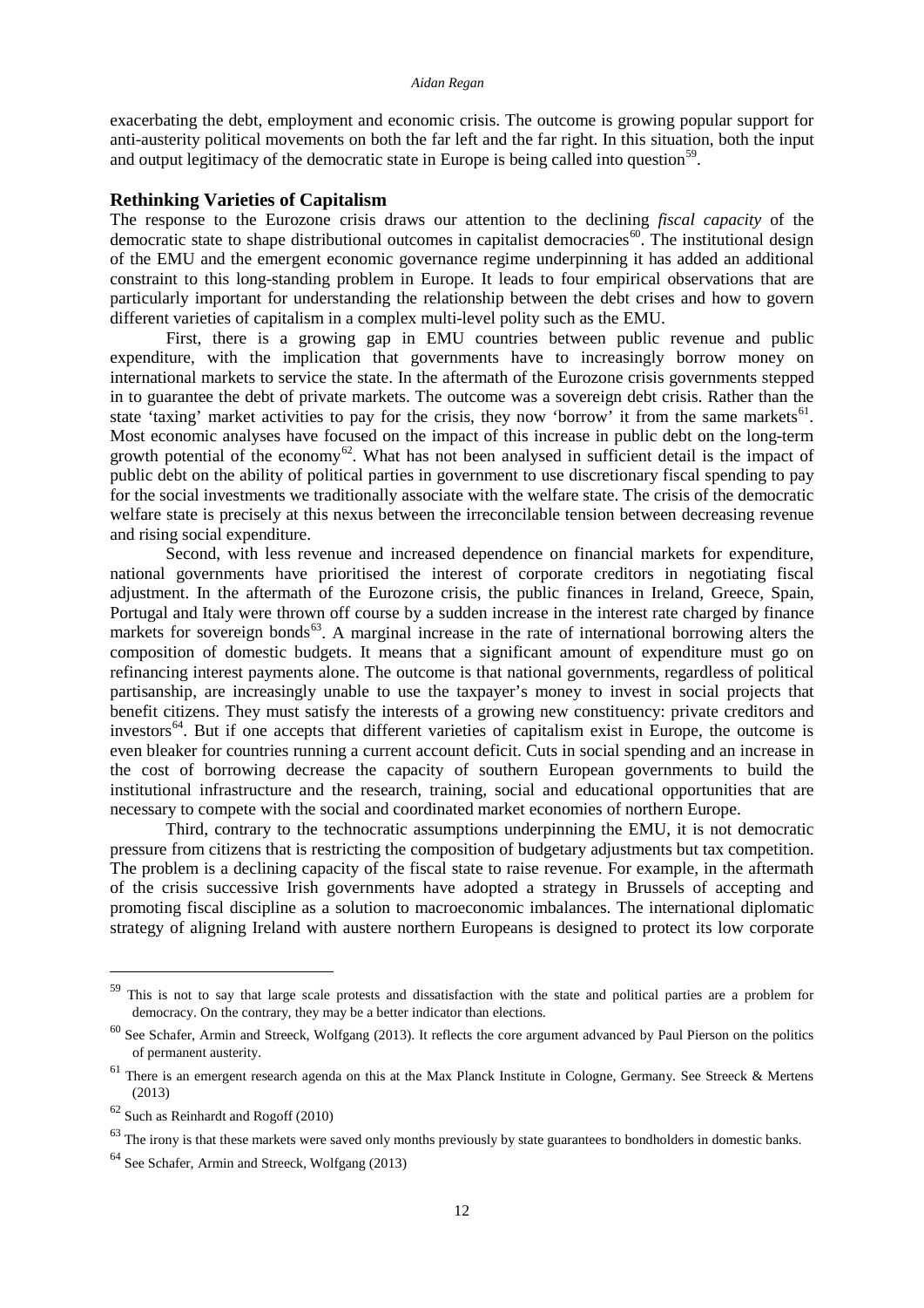exacerbating the debt, employment and economic crisis. The outcome is growing popular support for anti-austerity political movements on both the far left and the far right. In this situation, both the input and output legitimacy of the democratic state in Europe is being called into question[59].

## Rethinking Varieties of Capitalism

The response to the Eurozone crisis draws our attention to the declining *fiscal capacity* of the democratic state to shape distributional outcomes in capitalist democracies[60]. The institutional design of the EMU and the emergent economic governance regime underpinning it has added an additional constraint to this long-standing problem in Europe. It leads to four empirical observations that are particularly important for understanding the relationship between the debt crises and how to govern different varieties of capitalism in a complex multi-level polity such as the EMU.

First, there is a growing gap in EMU countries between public revenue and public expenditure, with the implication that governments have to increasingly borrow money on international markets to service the state. In the aftermath of the Eurozone crisis governments stepped in to guarantee the debt of private markets. The outcome was a sovereign debt crisis. Rather than the state 'taxing' market activities to pay for the crisis, they now 'borrow' it from the same markets[61]. Most economic analyses have focused on the impact of this increase in public debt on the long-term growth potential of the economy[62]. What has not been analysed in sufficient detail is the impact of public debt on the ability of political parties in government to use discretionary fiscal spending to pay for the social investments we traditionally associate with the welfare state. The crisis of the democratic welfare state is precisely at this nexus between the irreconcilable tension between decreasing revenue and rising social expenditure.

Second, with less revenue and increased dependence on financial markets for expenditure, national governments have prioritised the interest of corporate creditors in negotiating fiscal adjustment. In the aftermath of the Eurozone crisis, the public finances in Ireland, Greece, Spain, Portugal and Italy were thrown off course by a sudden increase in the interest rate charged by finance markets for sovereign bonds[63]. A marginal increase in the rate of international borrowing alters the composition of domestic budgets. It means that a significant amount of expenditure must go on refinancing interest payments alone. The outcome is that national governments, regardless of political partisanship, are increasingly unable to use the taxpayer's money to invest in social projects that benefit citizens. They must satisfy the interests of a growing new constituency: private creditors and investors[64]. But if one accepts that different varieties of capitalism exist in Europe, the outcome is even bleaker for countries running a current account deficit. Cuts in social spending and an increase in the cost of borrowing decrease the capacity of southern European governments to build the institutional infrastructure and the research, training, social and educational opportunities that are necessary to compete with the social and coordinated market economies of northern Europe.

Third, contrary to the technocratic assumptions underpinning the EMU, it is not democratic pressure from citizens that is restricting the composition of budgetary adjustments but tax competition. The problem is a declining capacity of the fiscal state to raise revenue. For example, in the aftermath of the crisis successive Irish governments have adopted a strategy in Brussels of accepting and promoting fiscal discipline as a solution to macroeconomic imbalances. The international diplomatic strategy of aligning Ireland with austere northern Europeans is designed to protect its low corporate

---

[59] This is not to say that large scale protests and dissatisfaction with the state and political parties are a problem for democracy. On the contrary, they may be a better indicator than elections.

[60] See Schafer, Armin and Streeck, Wolfgang (2013). It reflects the core argument advanced by Paul Pierson on the politics of permanent austerity.

[61] There is an emergent research agenda on this at the Max Planck Institute in Cologne, Germany. See Streeck & Mertens (2013)

[62] Such as Reinhardt and Rogoff (2010)

[63] The irony is that these markets were saved only months previously by state guarantees to bondholders in domestic banks.

[64] See Schafer, Armin and Streeck, Wolfgang (2013)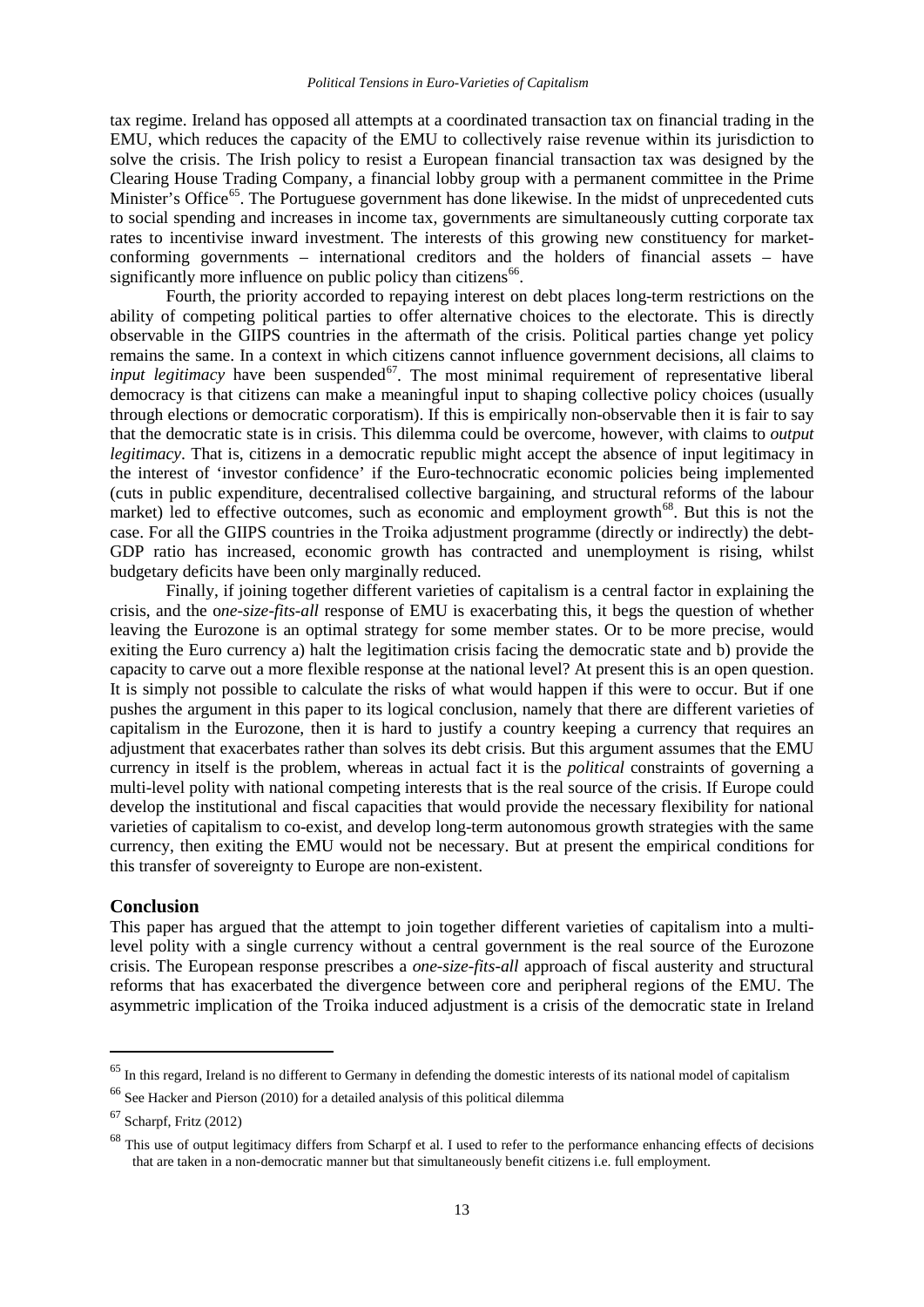tax regime. Ireland has opposed all attempts at a coordinated transaction tax on financial trading in the EMU, which reduces the capacity of the EMU to collectively raise revenue within its jurisdiction to solve the crisis. The Irish policy to resist a European financial transaction tax was designed by the Clearing House Trading Company, a financial lobby group with a permanent committee in the Prime Minister's Office[65]. The Portuguese government has done likewise. In the midst of unprecedented cuts to social spending and increases in income tax, governments are simultaneously cutting corporate tax rates to incentivise inward investment. The interests of this growing new constituency for market-conforming governments – international creditors and the holders of financial assets – have significantly more influence on public policy than citizens[66].

Fourth, the priority accorded to repaying interest on debt places long-term restrictions on the ability of competing political parties to offer alternative choices to the electorate. This is directly observable in the GIIPS countries in the aftermath of the crisis. Political parties change yet policy remains the same. In a context in which citizens cannot influence government decisions, all claims to *input legitimacy* have been suspended[67]. The most minimal requirement of representative liberal democracy is that citizens can make a meaningful input to shaping collective policy choices (usually through elections or democratic corporatism). If this is empirically non-observable then it is fair to say that the democratic state is in crisis. This dilemma could be overcome, however, with claims to *output legitimacy*. That is, citizens in a democratic republic might accept the absence of input legitimacy in the interest of 'investor confidence' if the Euro-technocratic economic policies being implemented (cuts in public expenditure, decentralised collective bargaining, and structural reforms of the labour market) led to effective outcomes, such as economic and employment growth[68]. But this is not the case. For all the GIIPS countries in the Troika adjustment programme (directly or indirectly) the debt-GDP ratio has increased, economic growth has contracted and unemployment is rising, whilst budgetary deficits have been only marginally reduced.

Finally, if joining together different varieties of capitalism is a central factor in explaining the crisis, and the o*ne-size-fits-all* response of EMU is exacerbating this, it begs the question of whether leaving the Eurozone is an optimal strategy for some member states. Or to be more precise, would exiting the Euro currency a) halt the legitimation crisis facing the democratic state and b) provide the capacity to carve out a more flexible response at the national level? At present this is an open question. It is simply not possible to calculate the risks of what would happen if this were to occur. But if one pushes the argument in this paper to its logical conclusion, namely that there are different varieties of capitalism in the Eurozone, then it is hard to justify a country keeping a currency that requires an adjustment that exacerbates rather than solves its debt crisis. But this argument assumes that the EMU currency in itself is the problem, whereas in actual fact it is the *political* constraints of governing a multi-level polity with national competing interests that is the real source of the crisis. If Europe could develop the institutional and fiscal capacities that would provide the necessary flexibility for national varieties of capitalism to co-exist, and develop long-term autonomous growth strategies with the same currency, then exiting the EMU would not be necessary. But at present the empirical conditions for this transfer of sovereignty to Europe are non-existent.

## Conclusion

This paper has argued that the attempt to join together different varieties of capitalism into a multi-level polity with a single currency without a central government is the real source of the Eurozone crisis. The European response prescribes a *one-size-fits-all* approach of fiscal austerity and structural reforms that has exacerbated the divergence between core and peripheral regions of the EMU. The asymmetric implication of the Troika induced adjustment is a crisis of the democratic state in Ireland

---

[65] In this regard, Ireland is no different to Germany in defending the domestic interests of its national model of capitalism

[66] See Hacker and Pierson (2010) for a detailed analysis of this political dilemma

[67] Scharpf, Fritz (2012)

[68] This use of output legitimacy differs from Scharpf et al. I used to refer to the performance enhancing effects of decisions that are taken in a non-democratic manner but that simultaneously benefit citizens i.e. full employment.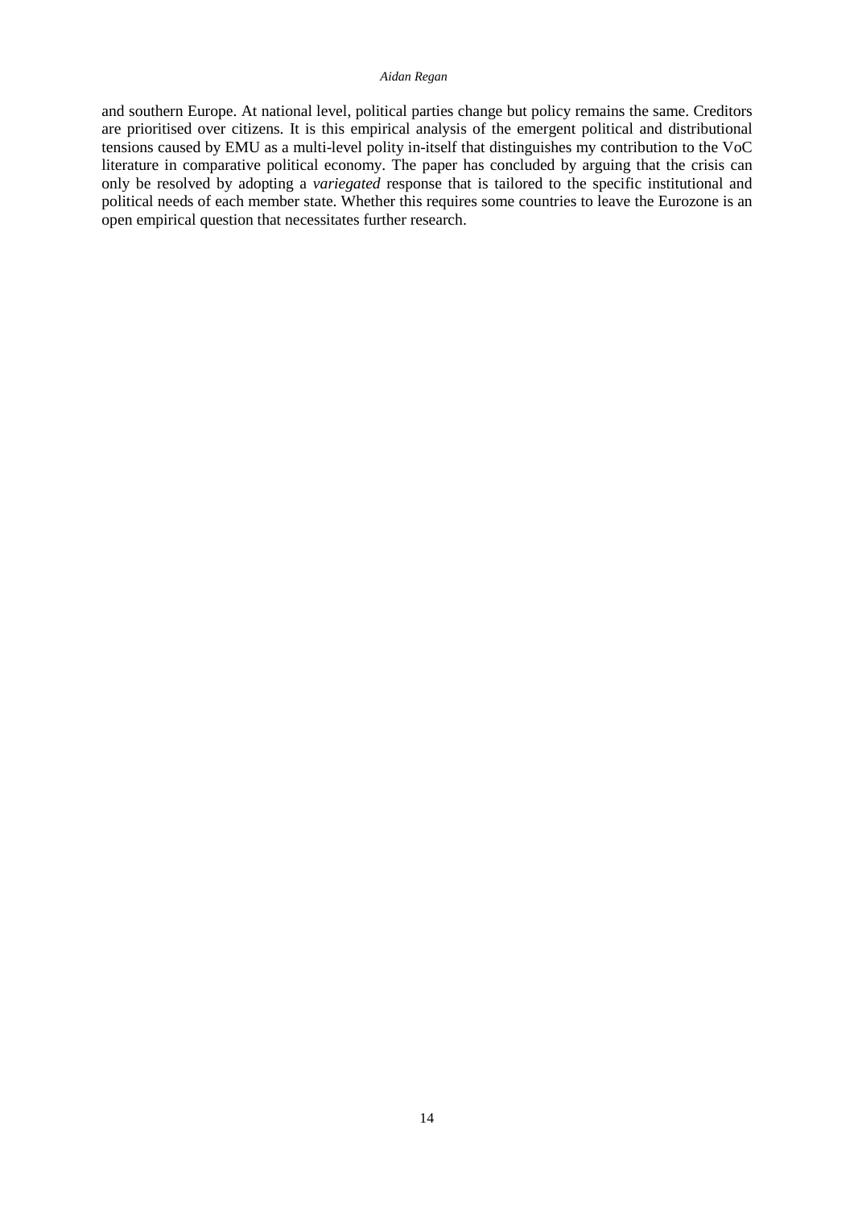and southern Europe. At national level, political parties change but policy remains the same. Creditors are prioritised over citizens. It is this empirical analysis of the emergent political and distributional tensions caused by EMU as a multi-level polity in-itself that distinguishes my contribution to the VoC literature in comparative political economy. The paper has concluded by arguing that the crisis can only be resolved by adopting a *variegated* response that is tailored to the specific institutional and political needs of each member state. Whether this requires some countries to leave the Eurozone is an open empirical question that necessitates further research.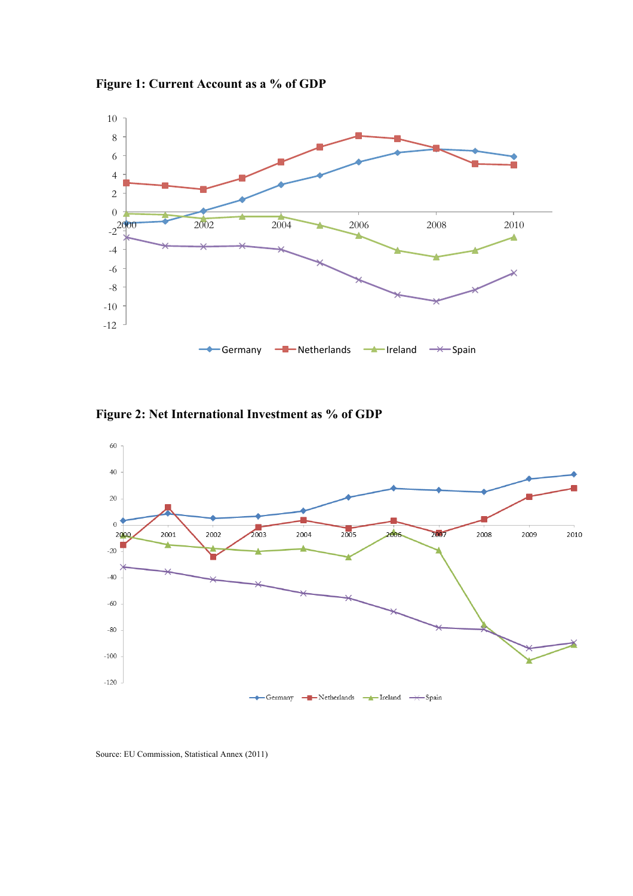**Figure 1: Current Account as a % of GDP**

**Figure 2: Net International Investment as % of GDP**

Source: EU Commission, Statistical Annex (2011)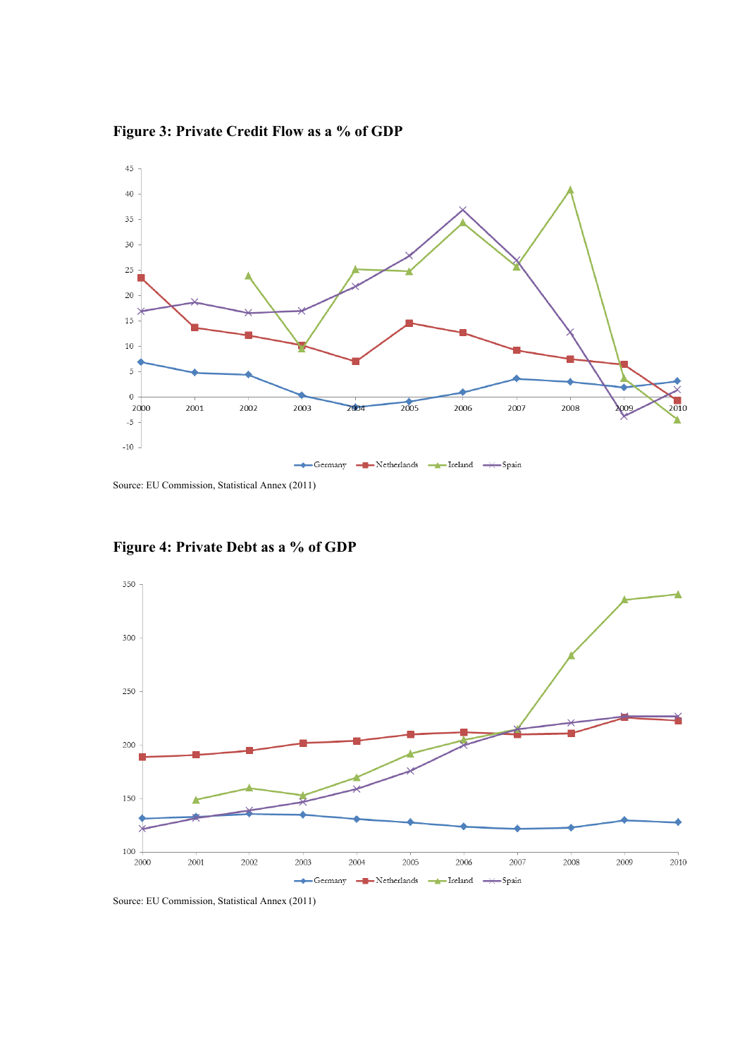**Figure 3: Private Credit Flow as a % of GDP**

Source: EU Commission, Statistical Annex (2011)

**Figure 4: Private Debt as a % of GDP**

Source: EU Commission, Statistical Annex (2011)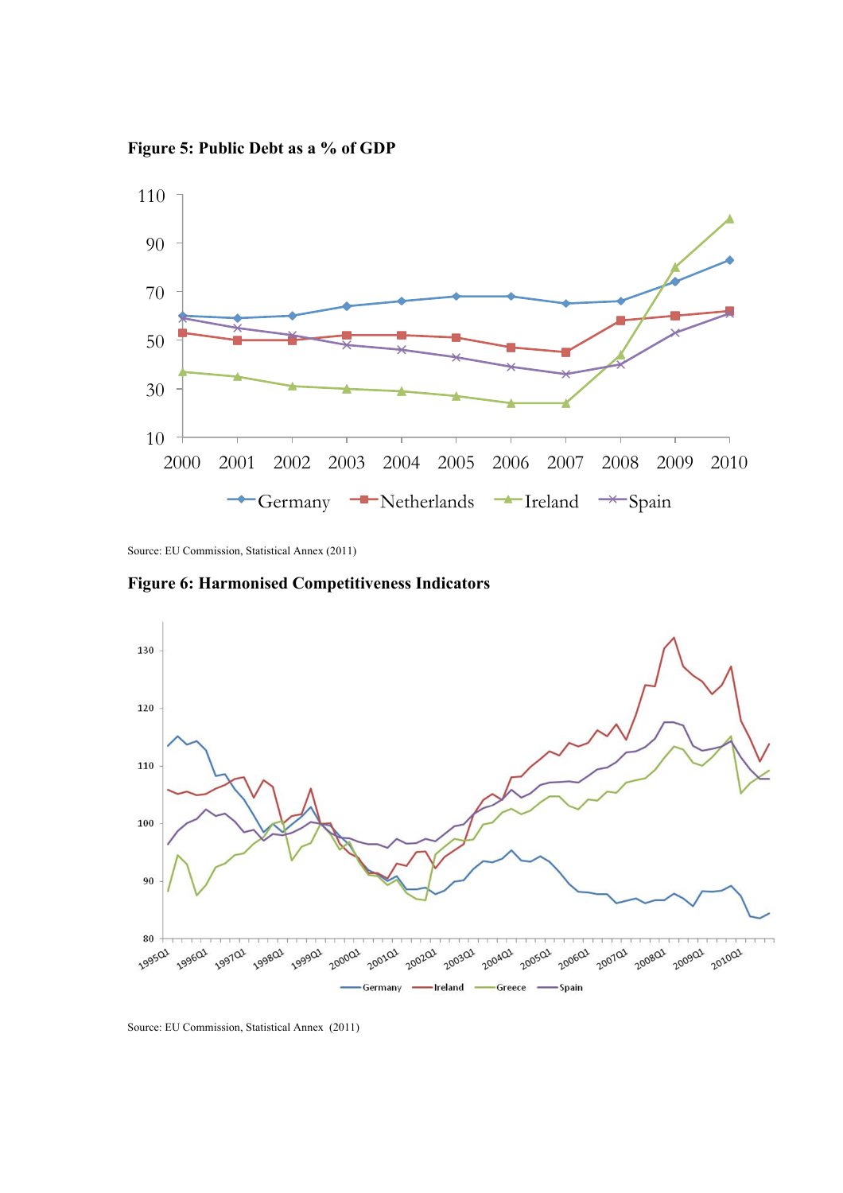**Figure 5: Public Debt as a % of GDP**

Source: EU Commission, Statistical Annex (2011)

**Figure 6: Harmonised Competitiveness Indicators**

Source: EU Commission, Statistical Annex (2011)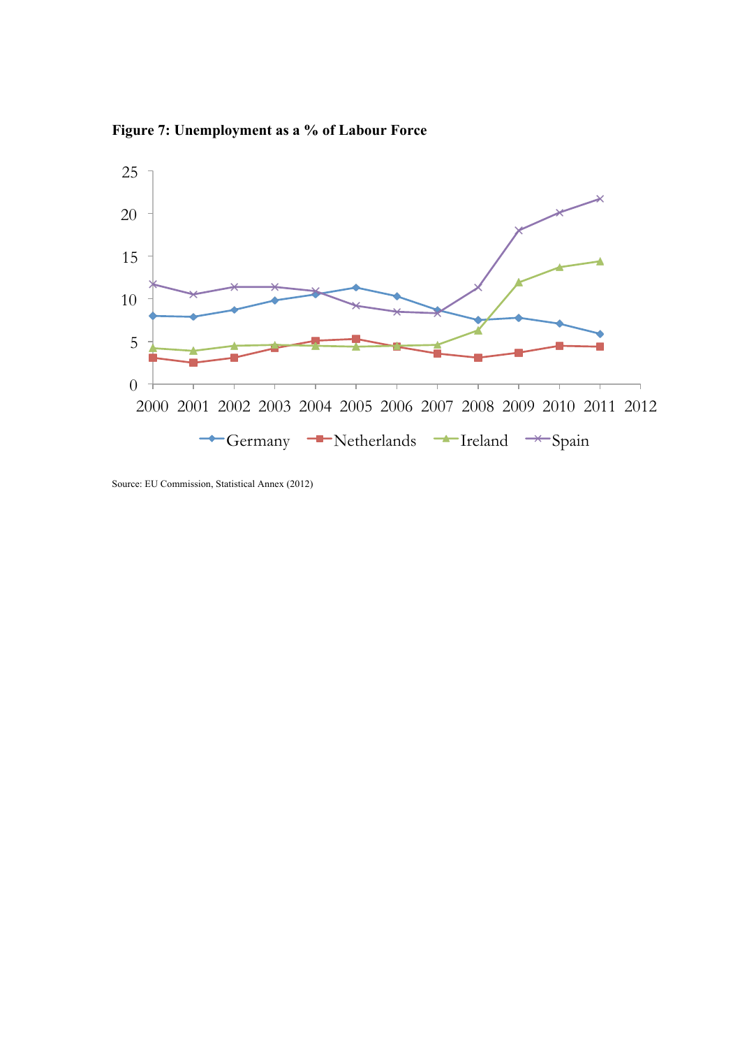**Figure 7: Unemployment as a % of Labour Force**

Source: EU Commission, Statistical Annex (2012)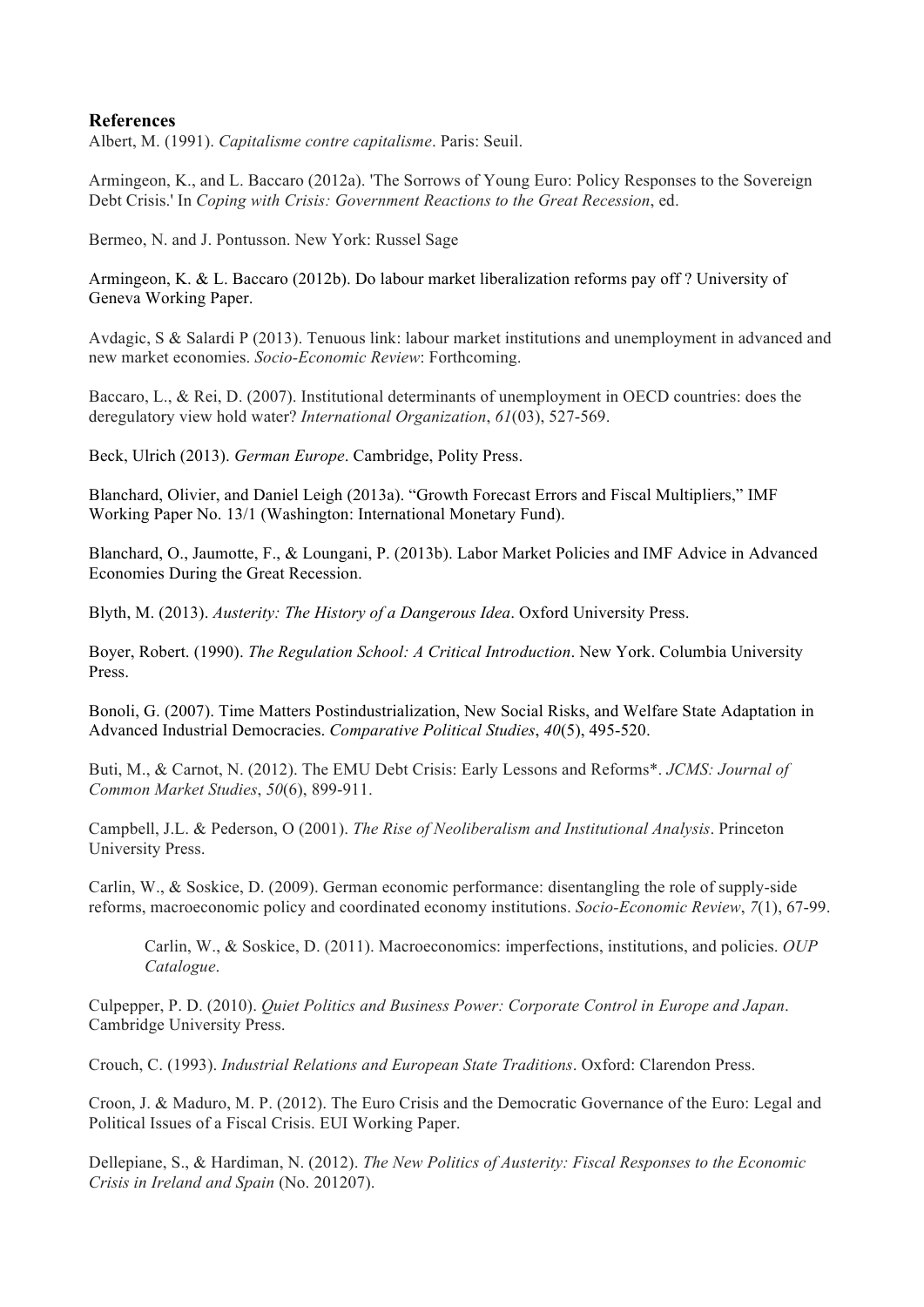**References**

Albert, M. (1991). *Capitalisme contre capitalisme*. Paris: Seuil.

Armingeon, K., and L. Baccaro (2012a). 'The Sorrows of Young Euro: Policy Responses to the Sovereign Debt Crisis.' In *Coping with Crisis: Government Reactions to the Great Recession*, ed.

Bermeo, N. and J. Pontusson. New York: Russel Sage

Armingeon, K. & L. Baccaro (2012b). Do labour market liberalization reforms pay off ? University of Geneva Working Paper.

Avdagic, S & Salardi P (2013). Tenuous link: labour market institutions and unemployment in advanced and new market economies. *Socio-Economic Review*: Forthcoming.

Baccaro, L., & Rei, D. (2007). Institutional determinants of unemployment in OECD countries: does the deregulatory view hold water? *International Organization*, *61*(03), 527-569.

Beck, Ulrich (2013). *German Europe*. Cambridge, Polity Press.

Blanchard, Olivier, and Daniel Leigh (2013a). "Growth Forecast Errors and Fiscal Multipliers," IMF Working Paper No. 13/1 (Washington: International Monetary Fund).

Blanchard, O., Jaumotte, F., & Loungani, P. (2013b). Labor Market Policies and IMF Advice in Advanced Economies During the Great Recession.

Blyth, M. (2013). *Austerity: The History of a Dangerous Idea*. Oxford University Press.

Boyer, Robert. (1990). *The Regulation School: A Critical Introduction*. New York. Columbia University Press.

Bonoli, G. (2007). Time Matters Postindustrialization, New Social Risks, and Welfare State Adaptation in Advanced Industrial Democracies. *Comparative Political Studies*, *40*(5), 495-520.

Buti, M., & Carnot, N. (2012). The EMU Debt Crisis: Early Lessons and Reforms*. *JCMS: Journal of Common Market Studies*, *50*(6), 899-911.

Campbell, J.L. & Pederson, O (2001). *The Rise of Neoliberalism and Institutional Analysis*. Princeton University Press.

Carlin, W., & Soskice, D. (2009). German economic performance: disentangling the role of supply-side reforms, macroeconomic policy and coordinated economy institutions. *Socio-Economic Review*, *7*(1), 67-99.

Carlin, W., & Soskice, D. (2011). Macroeconomics: imperfections, institutions, and policies. *OUP Catalogue*.

Culpepper, P. D. (2010). *Quiet Politics and Business Power: Corporate Control in Europe and Japan*. Cambridge University Press.

Crouch, C. (1993). *Industrial Relations and European State Traditions*. Oxford: Clarendon Press.

Croon, J. & Maduro, M. P. (2012). The Euro Crisis and the Democratic Governance of the Euro: Legal and Political Issues of a Fiscal Crisis. EUI Working Paper.

Dellepiane, S., & Hardiman, N. (2012). *The New Politics of Austerity: Fiscal Responses to the Economic Crisis in Ireland and Spain* (No. 201207).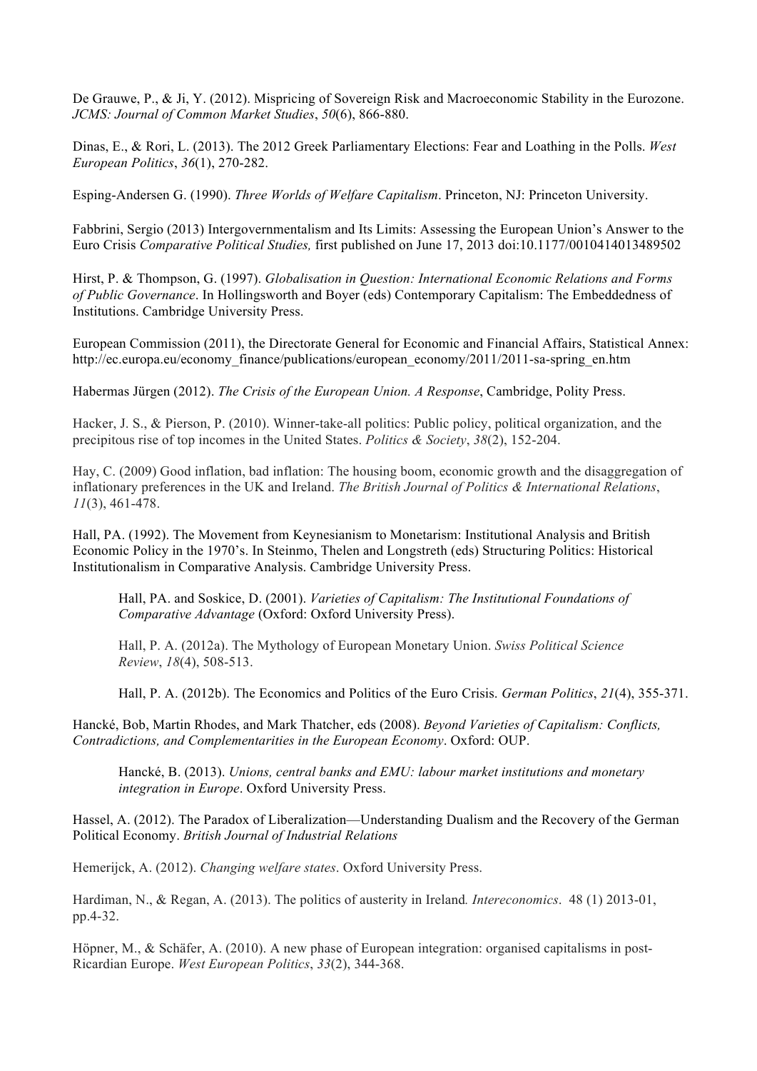De Grauwe, P., & Ji, Y. (2012). Mispricing of Sovereign Risk and Macroeconomic Stability in the Eurozone. *JCMS: Journal of Common Market Studies*, *50*(6), 866-880.

Dinas, E., & Rori, L. (2013). The 2012 Greek Parliamentary Elections: Fear and Loathing in the Polls. *West European Politics*, *36*(1), 270-282.

Esping-Andersen G. (1990). *Three Worlds of Welfare Capitalism*. Princeton, NJ: Princeton University.

Fabbrini, Sergio (2013) Intergovernmentalism and Its Limits: Assessing the European Union's Answer to the Euro Crisis *Comparative Political Studies,* first published on June 17, 2013 doi:10.1177/0010414013489502

Hirst, P. & Thompson, G. (1997). *Globalisation in Question: International Economic Relations and Forms of Public Governance*. In Hollingsworth and Boyer (eds) Contemporary Capitalism: The Embeddedness of Institutions. Cambridge University Press.

European Commission (2011), the Directorate General for Economic and Financial Affairs, Statistical Annex: http://ec.europa.eu/economy_finance/publications/european_economy/2011/2011-sa-spring_en.htm

Habermas Jürgen (2012). *The Crisis of the European Union. A Response*, Cambridge, Polity Press.

Hacker, J. S., & Pierson, P. (2010). Winner-take-all politics: Public policy, political organization, and the precipitous rise of top incomes in the United States. *Politics & Society*, *38*(2), 152-204.

Hay, C. (2009) Good inflation, bad inflation: The housing boom, economic growth and the disaggregation of inflationary preferences in the UK and Ireland. *The British Journal of Politics & International Relations*, *11*(3), 461-478.

Hall, PA. (1992). The Movement from Keynesianism to Monetarism: Institutional Analysis and British Economic Policy in the 1970's. In Steinmo, Thelen and Longstreth (eds) Structuring Politics: Historical Institutionalism in Comparative Analysis. Cambridge University Press.

Hall, PA. and Soskice, D. (2001). *Varieties of Capitalism: The Institutional Foundations of Comparative Advantage* (Oxford: Oxford University Press).

Hall, P. A. (2012a). The Mythology of European Monetary Union. *Swiss Political Science Review*, *18*(4), 508-513.

Hall, P. A. (2012b). The Economics and Politics of the Euro Crisis. *German Politics*, *21*(4), 355-371.

Hancké, Bob, Martin Rhodes, and Mark Thatcher, eds (2008). *Beyond Varieties of Capitalism: Conflicts, Contradictions, and Complementarities in the European Economy*. Oxford: OUP.

Hancké, B. (2013). *Unions, central banks and EMU: labour market institutions and monetary integration in Europe*. Oxford University Press.

Hassel, A. (2012). The Paradox of Liberalization—Understanding Dualism and the Recovery of the German Political Economy. *British Journal of Industrial Relations*

Hemerijck, A. (2012). *Changing welfare states*. Oxford University Press.

Hardiman, N., & Regan, A. (2013). The politics of austerity in Ireland*. Intereconomics*. 48 (1) 2013-01, pp.4-32.

Höpner, M., & Schäfer, A. (2010). A new phase of European integration: organised capitalisms in post-Ricardian Europe. *West European Politics*, *33*(2), 344-368.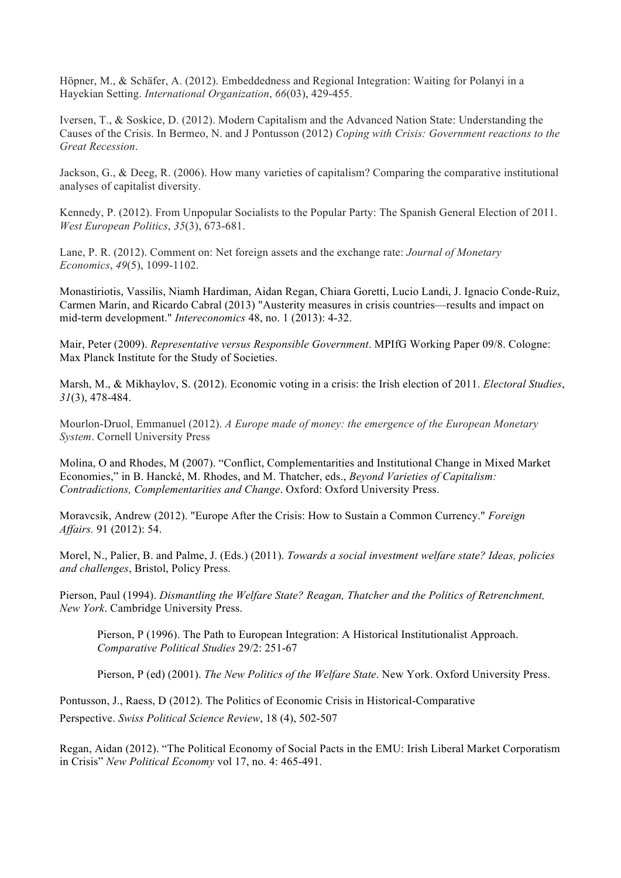Höpner, M., & Schäfer, A. (2012). Embeddedness and Regional Integration: Waiting for Polanyi in a Hayekian Setting. *International Organization*, *66*(03), 429-455.

Iversen, T., & Soskice, D. (2012). Modern Capitalism and the Advanced Nation State: Understanding the Causes of the Crisis. In Bermeo, N. and J Pontusson (2012) *Coping with Crisis: Government reactions to the Great Recession*.

Jackson, G., & Deeg, R. (2006). How many varieties of capitalism? Comparing the comparative institutional analyses of capitalist diversity.

Kennedy, P. (2012). From Unpopular Socialists to the Popular Party: The Spanish General Election of 2011. *West European Politics*, *35*(3), 673-681.

Lane, P. R. (2012). Comment on: Net foreign assets and the exchange rate: *Journal of Monetary Economics*, *49*(5), 1099-1102.

Monastiriotis, Vassilis, Niamh Hardiman, Aidan Regan, Chiara Goretti, Lucio Landi, J. Ignacio Conde-Ruiz, Carmen Marín, and Ricardo Cabral (2013) "Austerity measures in crisis countries—results and impact on mid-term development." *Intereconomics* 48, no. 1 (2013): 4-32.

Mair, Peter (2009). *Representative versus Responsible Government*. MPIfG Working Paper 09/8. Cologne: Max Planck Institute for the Study of Societies.

Marsh, M., & Mikhaylov, S. (2012). Economic voting in a crisis: the Irish election of 2011. *Electoral Studies*, *31*(3), 478-484.

Mourlon-Druol, Emmanuel (2012). *A Europe made of money: the emergence of the European Monetary System*. Cornell University Press

Molina, O and Rhodes, M (2007). "Conflict, Complementarities and Institutional Change in Mixed Market Economies," in B. Hancké, M. Rhodes, and M. Thatcher, eds., *Beyond Varieties of Capitalism: Contradictions, Complementarities and Change*. Oxford: Oxford University Press.

Moravcsik, Andrew (2012). "Europe After the Crisis: How to Sustain a Common Currency." *Foreign Affairs.* 91 (2012): 54.

Morel, N., Palier, B. and Palme, J. (Eds.) (2011). *Towards a social investment welfare state? Ideas, policies and challenges*, Bristol, Policy Press.

Pierson, Paul (1994). *Dismantling the Welfare State? Reagan, Thatcher and the Politics of Retrenchment, New York*. Cambridge University Press.

Pierson, P (1996). The Path to European Integration: A Historical Institutionalist Approach. *Comparative Political Studies* 29/2: 251-67

Pierson, P (ed) (2001). *The New Politics of the Welfare State*. New York. Oxford University Press.

Pontusson, J., Raess, D (2012). The Politics of Economic Crisis in Historical-Comparative Perspective. *Swiss Political Science Review*, 18 (4), 502-507

Regan, Aidan (2012). "The Political Economy of Social Pacts in the EMU: Irish Liberal Market Corporatism in Crisis" *New Political Economy* vol 17, no. 4: 465-491.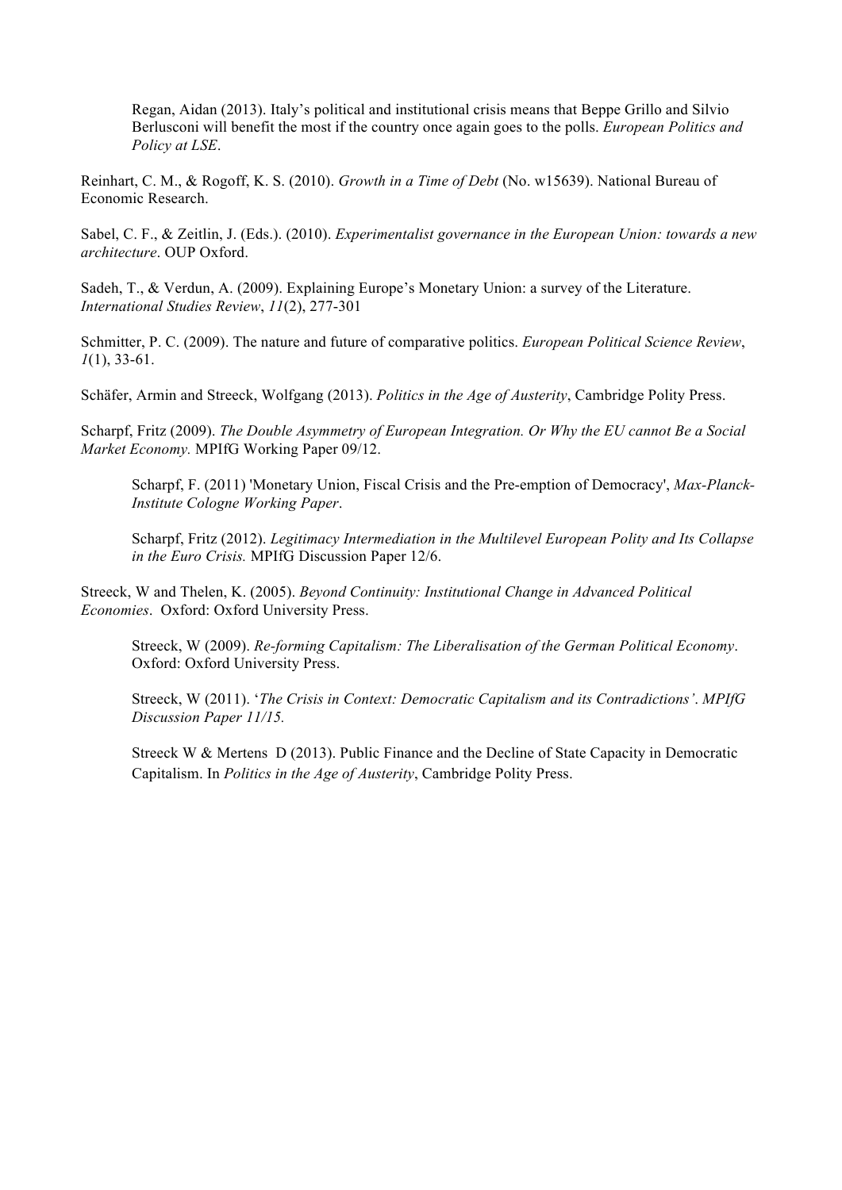Regan, Aidan (2013). Italy's political and institutional crisis means that Beppe Grillo and Silvio Berlusconi will benefit the most if the country once again goes to the polls. *European Politics and Policy at LSE*.

Reinhart, C. M., & Rogoff, K. S. (2010). *Growth in a Time of Debt* (No. w15639). National Bureau of Economic Research.

Sabel, C. F., & Zeitlin, J. (Eds.). (2010). *Experimentalist governance in the European Union: towards a new architecture*. OUP Oxford.

Sadeh, T., & Verdun, A. (2009). Explaining Europe's Monetary Union: a survey of the Literature. *International Studies Review*, *11*(2), 277-301

Schmitter, P. C. (2009). The nature and future of comparative politics. *European Political Science Review*, *1*(1), 33-61.

Schäfer, Armin and Streeck, Wolfgang (2013). *Politics in the Age of Austerity*, Cambridge Polity Press.

Scharpf, Fritz (2009). *The Double Asymmetry of European Integration. Or Why the EU cannot Be a Social Market Economy.* MPIfG Working Paper 09/12.

Scharpf, F. (2011) 'Monetary Union, Fiscal Crisis and the Pre-emption of Democracy', *Max-Planck-Institute Cologne Working Paper*.

Scharpf, Fritz (2012). *Legitimacy Intermediation in the Multilevel European Polity and Its Collapse in the Euro Crisis.* MPIfG Discussion Paper 12/6.

Streeck, W and Thelen, K. (2005). *Beyond Continuity: Institutional Change in Advanced Political Economies*. Oxford: Oxford University Press.

Streeck, W (2009). *Re-forming Capitalism: The Liberalisation of the German Political Economy*. Oxford: Oxford University Press.

Streeck, W (2011). '*The Crisis in Context: Democratic Capitalism and its Contradictions'*. *MPIfG Discussion Paper 11/15.*

Streeck W & Mertens D (2013). Public Finance and the Decline of State Capacity in Democratic Capitalism. In *Politics in the Age of Austerity*, Cambridge Polity Press.